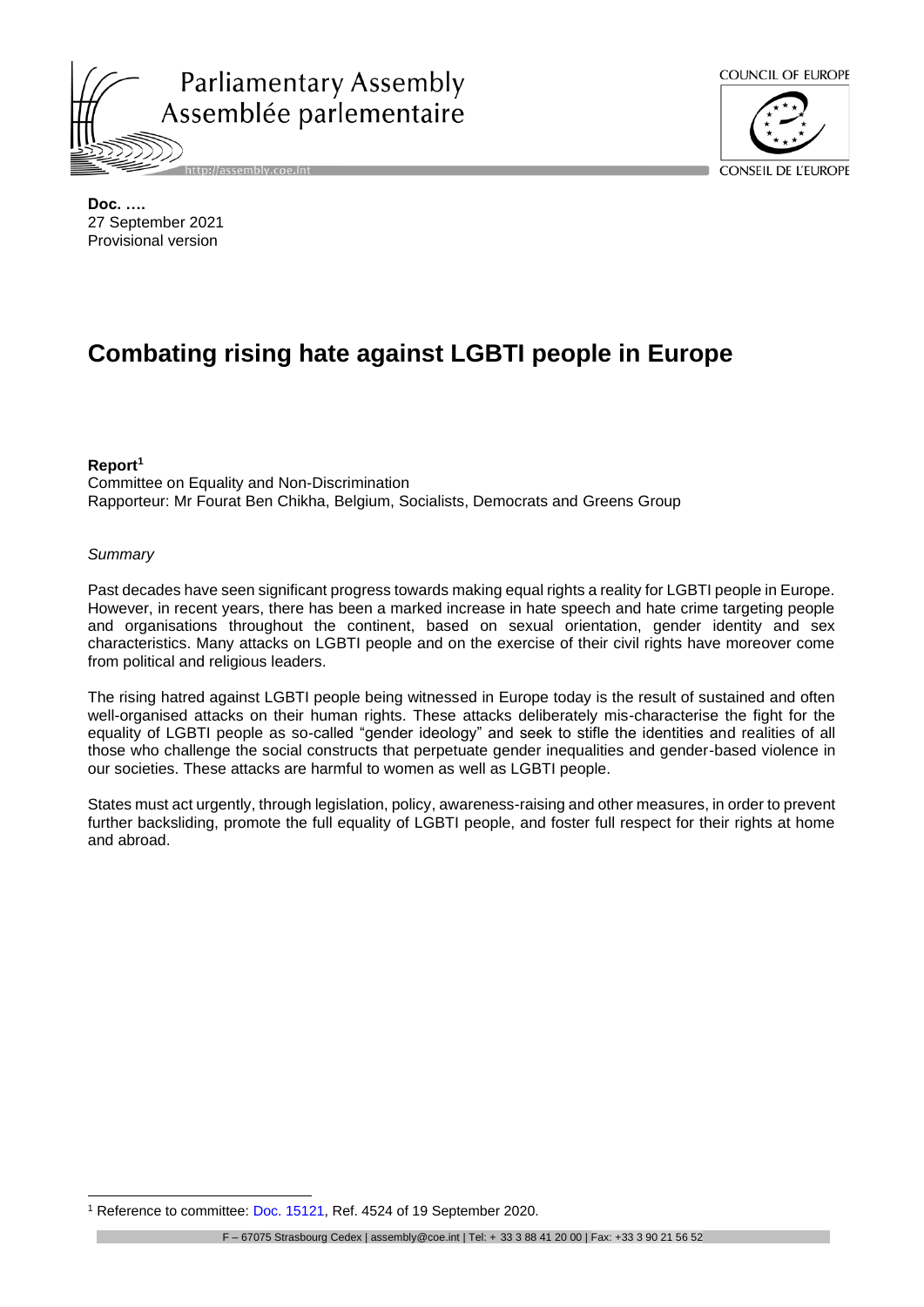Parliamentary Assembly
Assemblée parlementaire

COUNCIL OF EUROPE

CONSEIL DE L'EUROPE

**Doc. ….**
27 September 2021
Provisional version

# Combating rising hate against LGBTI people in Europe

**Report**[1]
Committee on Equality and Non-Discrimination
Rapporteur: Mr Fourat Ben Chikha, Belgium, Socialists, Democrats and Greens Group

*Summary*

Past decades have seen significant progress towards making equal rights a reality for LGBTI people in Europe. However, in recent years, there has been a marked increase in hate speech and hate crime targeting people and organisations throughout the continent, based on sexual orientation, gender identity and sex characteristics. Many attacks on LGBTI people and on the exercise of their civil rights have moreover come from political and religious leaders.

The rising hatred against LGBTI people being witnessed in Europe today is the result of sustained and often well-organised attacks on their human rights. These attacks deliberately mis-characterise the fight for the equality of LGBTI people as so-called "gender ideology" and seek to stifle the identities and realities of all those who challenge the social constructs that perpetuate gender inequalities and gender-based violence in our societies. These attacks are harmful to women as well as LGBTI people.

States must act urgently, through legislation, policy, awareness-raising and other measures, in order to prevent further backsliding, promote the full equality of LGBTI people, and foster full respect for their rights at home and abroad.

[1] Reference to committee: Doc. 15121, Ref. 4524 of 19 September 2020.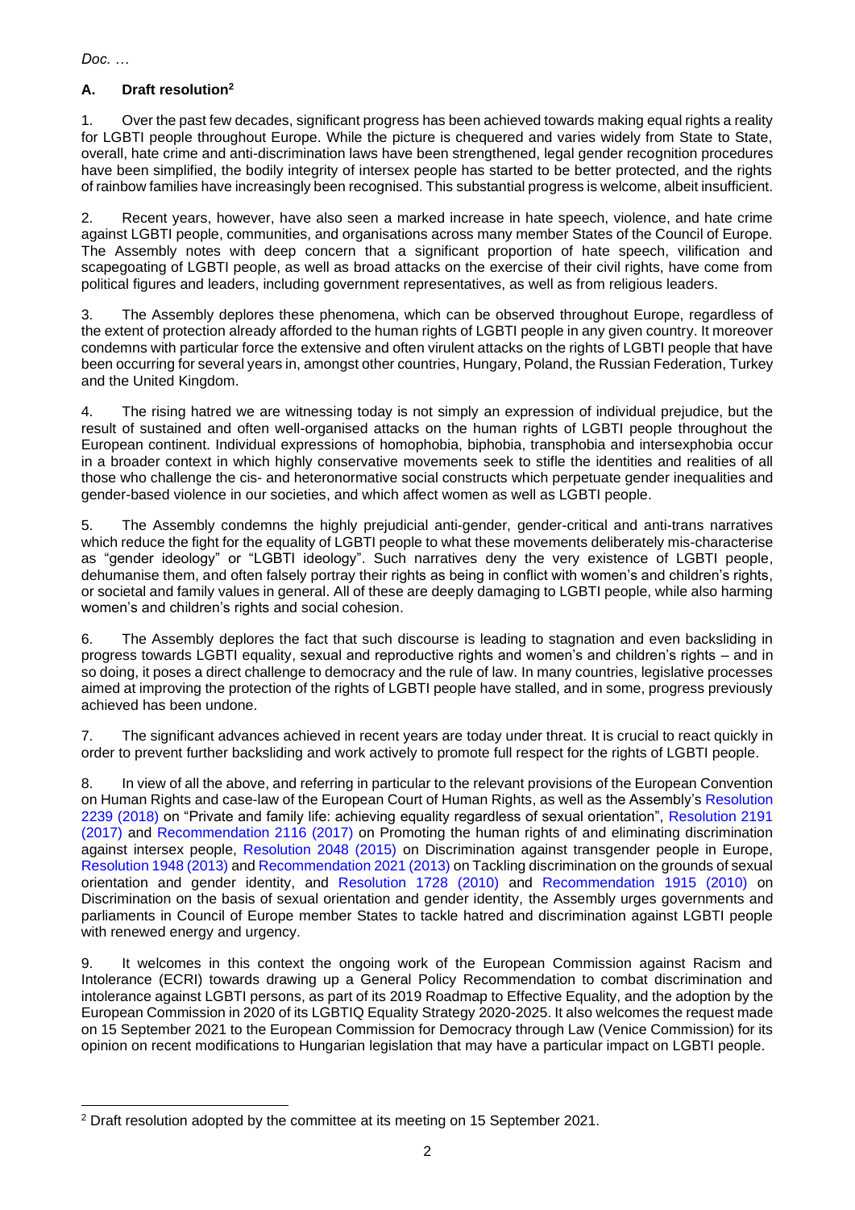*Doc. …*

## A. Draft resolution[2]

1. Over the past few decades, significant progress has been achieved towards making equal rights a reality for LGBTI people throughout Europe. While the picture is chequered and varies widely from State to State, overall, hate crime and anti-discrimination laws have been strengthened, legal gender recognition procedures have been simplified, the bodily integrity of intersex people has started to be better protected, and the rights of rainbow families have increasingly been recognised. This substantial progress is welcome, albeit insufficient.

2. Recent years, however, have also seen a marked increase in hate speech, violence, and hate crime against LGBTI people, communities, and organisations across many member States of the Council of Europe. The Assembly notes with deep concern that a significant proportion of hate speech, vilification and scapegoating of LGBTI people, as well as broad attacks on the exercise of their civil rights, have come from political figures and leaders, including government representatives, as well as from religious leaders.

3. The Assembly deplores these phenomena, which can be observed throughout Europe, regardless of the extent of protection already afforded to the human rights of LGBTI people in any given country. It moreover condemns with particular force the extensive and often virulent attacks on the rights of LGBTI people that have been occurring for several years in, amongst other countries, Hungary, Poland, the Russian Federation, Turkey and the United Kingdom.

4. The rising hatred we are witnessing today is not simply an expression of individual prejudice, but the result of sustained and often well-organised attacks on the human rights of LGBTI people throughout the European continent. Individual expressions of homophobia, biphobia, transphobia and intersexphobia occur in a broader context in which highly conservative movements seek to stifle the identities and realities of all those who challenge the cis- and heteronormative social constructs which perpetuate gender inequalities and gender-based violence in our societies, and which affect women as well as LGBTI people.

5. The Assembly condemns the highly prejudicial anti-gender, gender-critical and anti-trans narratives which reduce the fight for the equality of LGBTI people to what these movements deliberately mis-characterise as "gender ideology" or "LGBTI ideology". Such narratives deny the very existence of LGBTI people, dehumanise them, and often falsely portray their rights as being in conflict with women's and children's rights, or societal and family values in general. All of these are deeply damaging to LGBTI people, while also harming women's and children's rights and social cohesion.

6. The Assembly deplores the fact that such discourse is leading to stagnation and even backsliding in progress towards LGBTI equality, sexual and reproductive rights and women's and children's rights – and in so doing, it poses a direct challenge to democracy and the rule of law. In many countries, legislative processes aimed at improving the protection of the rights of LGBTI people have stalled, and in some, progress previously achieved has been undone.

7. The significant advances achieved in recent years are today under threat. It is crucial to react quickly in order to prevent further backsliding and work actively to promote full respect for the rights of LGBTI people.

8. In view of all the above, and referring in particular to the relevant provisions of the European Convention on Human Rights and case-law of the European Court of Human Rights, as well as the Assembly's Resolution 2239 (2018) on "Private and family life: achieving equality regardless of sexual orientation", Resolution 2191 (2017) and Recommendation 2116 (2017) on Promoting the human rights of and eliminating discrimination against intersex people, Resolution 2048 (2015) on Discrimination against transgender people in Europe, Resolution 1948 (2013) and Recommendation 2021 (2013) on Tackling discrimination on the grounds of sexual orientation and gender identity, and Resolution 1728 (2010) and Recommendation 1915 (2010) on Discrimination on the basis of sexual orientation and gender identity, the Assembly urges governments and parliaments in Council of Europe member States to tackle hatred and discrimination against LGBTI people with renewed energy and urgency.

9. It welcomes in this context the ongoing work of the European Commission against Racism and Intolerance (ECRI) towards drawing up a General Policy Recommendation to combat discrimination and intolerance against LGBTI persons, as part of its 2019 Roadmap to Effective Equality, and the adoption by the European Commission in 2020 of its LGBTIQ Equality Strategy 2020-2025. It also welcomes the request made on 15 September 2021 to the European Commission for Democracy through Law (Venice Commission) for its opinion on recent modifications to Hungarian legislation that may have a particular impact on LGBTI people.

[2] Draft resolution adopted by the committee at its meeting on 15 September 2021.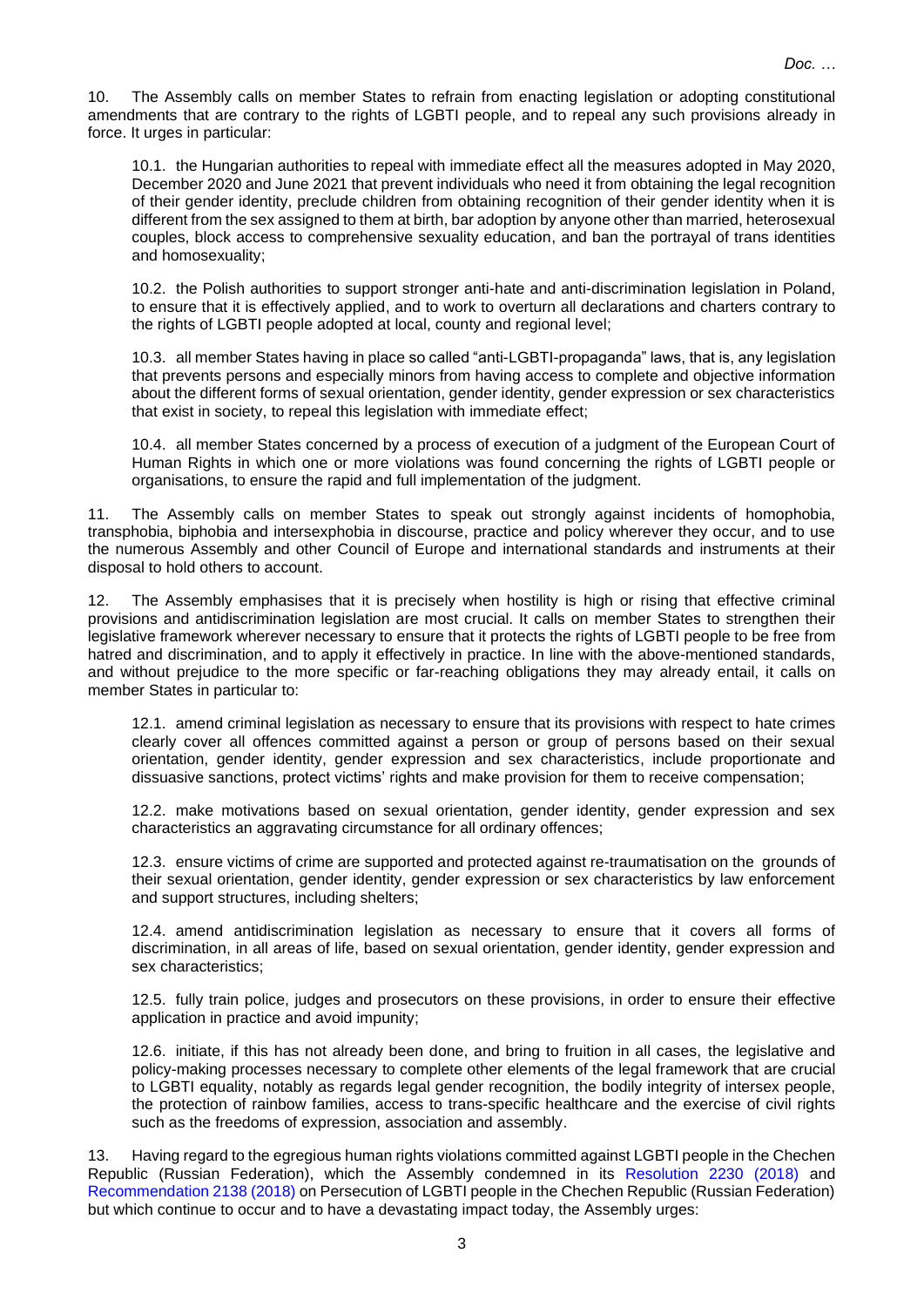10. The Assembly calls on member States to refrain from enacting legislation or adopting constitutional amendments that are contrary to the rights of LGBTI people, and to repeal any such provisions already in force. It urges in particular:

10.1. the Hungarian authorities to repeal with immediate effect all the measures adopted in May 2020, December 2020 and June 2021 that prevent individuals who need it from obtaining the legal recognition of their gender identity, preclude children from obtaining recognition of their gender identity when it is different from the sex assigned to them at birth, bar adoption by anyone other than married, heterosexual couples, block access to comprehensive sexuality education, and ban the portrayal of trans identities and homosexuality;

10.2. the Polish authorities to support stronger anti-hate and anti-discrimination legislation in Poland, to ensure that it is effectively applied, and to work to overturn all declarations and charters contrary to the rights of LGBTI people adopted at local, county and regional level;

10.3. all member States having in place so called "anti-LGBTI-propaganda" laws, that is, any legislation that prevents persons and especially minors from having access to complete and objective information about the different forms of sexual orientation, gender identity, gender expression or sex characteristics that exist in society, to repeal this legislation with immediate effect;

10.4. all member States concerned by a process of execution of a judgment of the European Court of Human Rights in which one or more violations was found concerning the rights of LGBTI people or organisations, to ensure the rapid and full implementation of the judgment.

11. The Assembly calls on member States to speak out strongly against incidents of homophobia, transphobia, biphobia and intersexphobia in discourse, practice and policy wherever they occur, and to use the numerous Assembly and other Council of Europe and international standards and instruments at their disposal to hold others to account.

12. The Assembly emphasises that it is precisely when hostility is high or rising that effective criminal provisions and antidiscrimination legislation are most crucial. It calls on member States to strengthen their legislative framework wherever necessary to ensure that it protects the rights of LGBTI people to be free from hatred and discrimination, and to apply it effectively in practice. In line with the above-mentioned standards, and without prejudice to the more specific or far-reaching obligations they may already entail, it calls on member States in particular to:

12.1. amend criminal legislation as necessary to ensure that its provisions with respect to hate crimes clearly cover all offences committed against a person or group of persons based on their sexual orientation, gender identity, gender expression and sex characteristics, include proportionate and dissuasive sanctions, protect victims' rights and make provision for them to receive compensation;

12.2. make motivations based on sexual orientation, gender identity, gender expression and sex characteristics an aggravating circumstance for all ordinary offences;

12.3. ensure victims of crime are supported and protected against re-traumatisation on the grounds of their sexual orientation, gender identity, gender expression or sex characteristics by law enforcement and support structures, including shelters;

12.4. amend antidiscrimination legislation as necessary to ensure that it covers all forms of discrimination, in all areas of life, based on sexual orientation, gender identity, gender expression and sex characteristics;

12.5. fully train police, judges and prosecutors on these provisions, in order to ensure their effective application in practice and avoid impunity;

12.6. initiate, if this has not already been done, and bring to fruition in all cases, the legislative and policy-making processes necessary to complete other elements of the legal framework that are crucial to LGBTI equality, notably as regards legal gender recognition, the bodily integrity of intersex people, the protection of rainbow families, access to trans-specific healthcare and the exercise of civil rights such as the freedoms of expression, association and assembly.

13. Having regard to the egregious human rights violations committed against LGBTI people in the Chechen Republic (Russian Federation), which the Assembly condemned in its Resolution 2230 (2018) and Recommendation 2138 (2018) on Persecution of LGBTI people in the Chechen Republic (Russian Federation) but which continue to occur and to have a devastating impact today, the Assembly urges: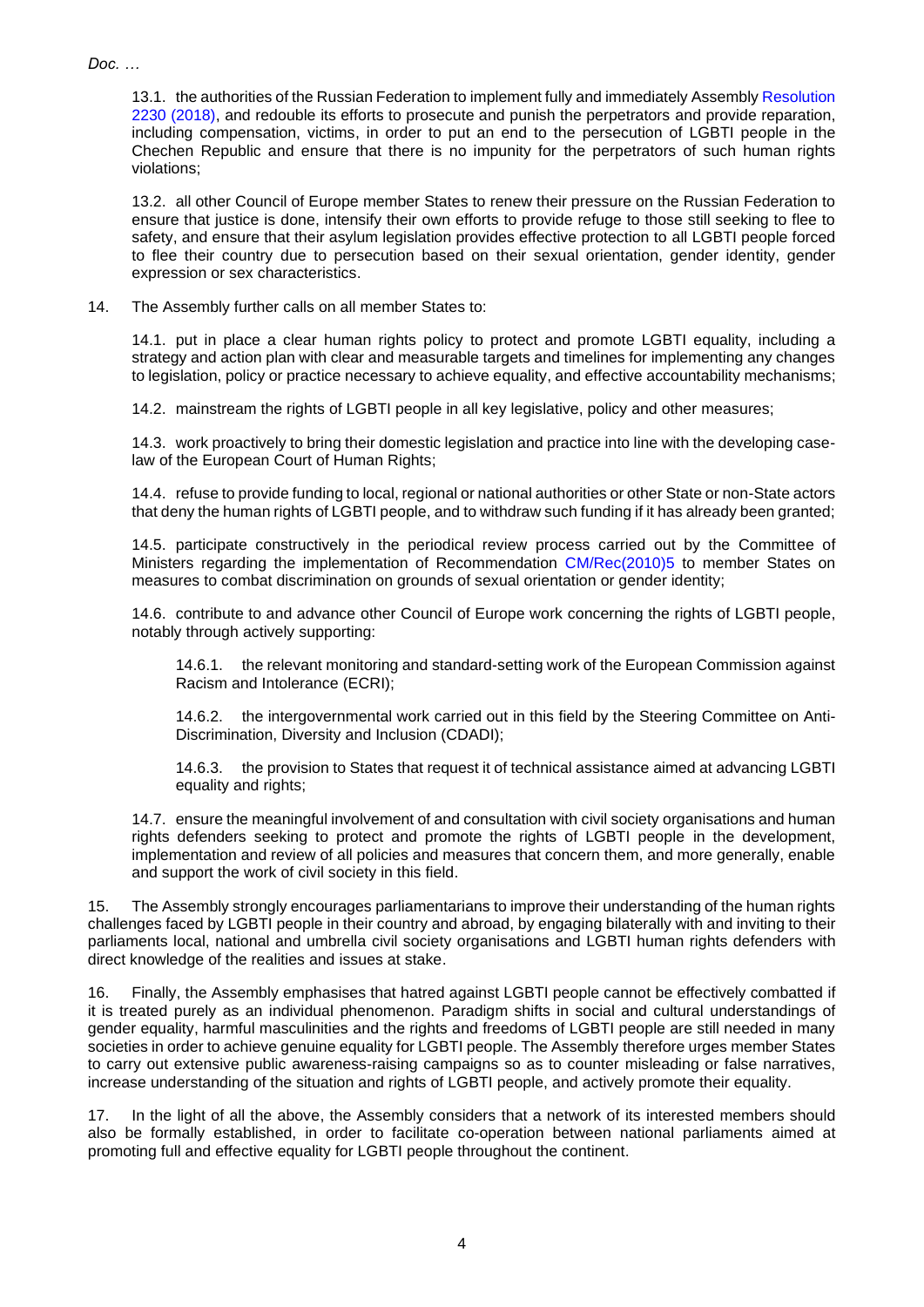13.1. the authorities of the Russian Federation to implement fully and immediately Assembly Resolution 2230 (2018), and redouble its efforts to prosecute and punish the perpetrators and provide reparation, including compensation, victims, in order to put an end to the persecution of LGBTI people in the Chechen Republic and ensure that there is no impunity for the perpetrators of such human rights violations;

13.2. all other Council of Europe member States to renew their pressure on the Russian Federation to ensure that justice is done, intensify their own efforts to provide refuge to those still seeking to flee to safety, and ensure that their asylum legislation provides effective protection to all LGBTI people forced to flee their country due to persecution based on their sexual orientation, gender identity, gender expression or sex characteristics.

14. The Assembly further calls on all member States to:

14.1. put in place a clear human rights policy to protect and promote LGBTI equality, including a strategy and action plan with clear and measurable targets and timelines for implementing any changes to legislation, policy or practice necessary to achieve equality, and effective accountability mechanisms;

14.2. mainstream the rights of LGBTI people in all key legislative, policy and other measures;

14.3. work proactively to bring their domestic legislation and practice into line with the developing case-law of the European Court of Human Rights;

14.4. refuse to provide funding to local, regional or national authorities or other State or non-State actors that deny the human rights of LGBTI people, and to withdraw such funding if it has already been granted;

14.5. participate constructively in the periodical review process carried out by the Committee of Ministers regarding the implementation of Recommendation CM/Rec(2010)5 to member States on measures to combat discrimination on grounds of sexual orientation or gender identity;

14.6. contribute to and advance other Council of Europe work concerning the rights of LGBTI people, notably through actively supporting:

14.6.1. the relevant monitoring and standard-setting work of the European Commission against Racism and Intolerance (ECRI);

14.6.2. the intergovernmental work carried out in this field by the Steering Committee on Anti-Discrimination, Diversity and Inclusion (CDADI);

14.6.3. the provision to States that request it of technical assistance aimed at advancing LGBTI equality and rights;

14.7. ensure the meaningful involvement of and consultation with civil society organisations and human rights defenders seeking to protect and promote the rights of LGBTI people in the development, implementation and review of all policies and measures that concern them, and more generally, enable and support the work of civil society in this field.

15. The Assembly strongly encourages parliamentarians to improve their understanding of the human rights challenges faced by LGBTI people in their country and abroad, by engaging bilaterally with and inviting to their parliaments local, national and umbrella civil society organisations and LGBTI human rights defenders with direct knowledge of the realities and issues at stake.

16. Finally, the Assembly emphasises that hatred against LGBTI people cannot be effectively combatted if it is treated purely as an individual phenomenon. Paradigm shifts in social and cultural understandings of gender equality, harmful masculinities and the rights and freedoms of LGBTI people are still needed in many societies in order to achieve genuine equality for LGBTI people. The Assembly therefore urges member States to carry out extensive public awareness-raising campaigns so as to counter misleading or false narratives, increase understanding of the situation and rights of LGBTI people, and actively promote their equality.

17. In the light of all the above, the Assembly considers that a network of its interested members should also be formally established, in order to facilitate co-operation between national parliaments aimed at promoting full and effective equality for LGBTI people throughout the continent.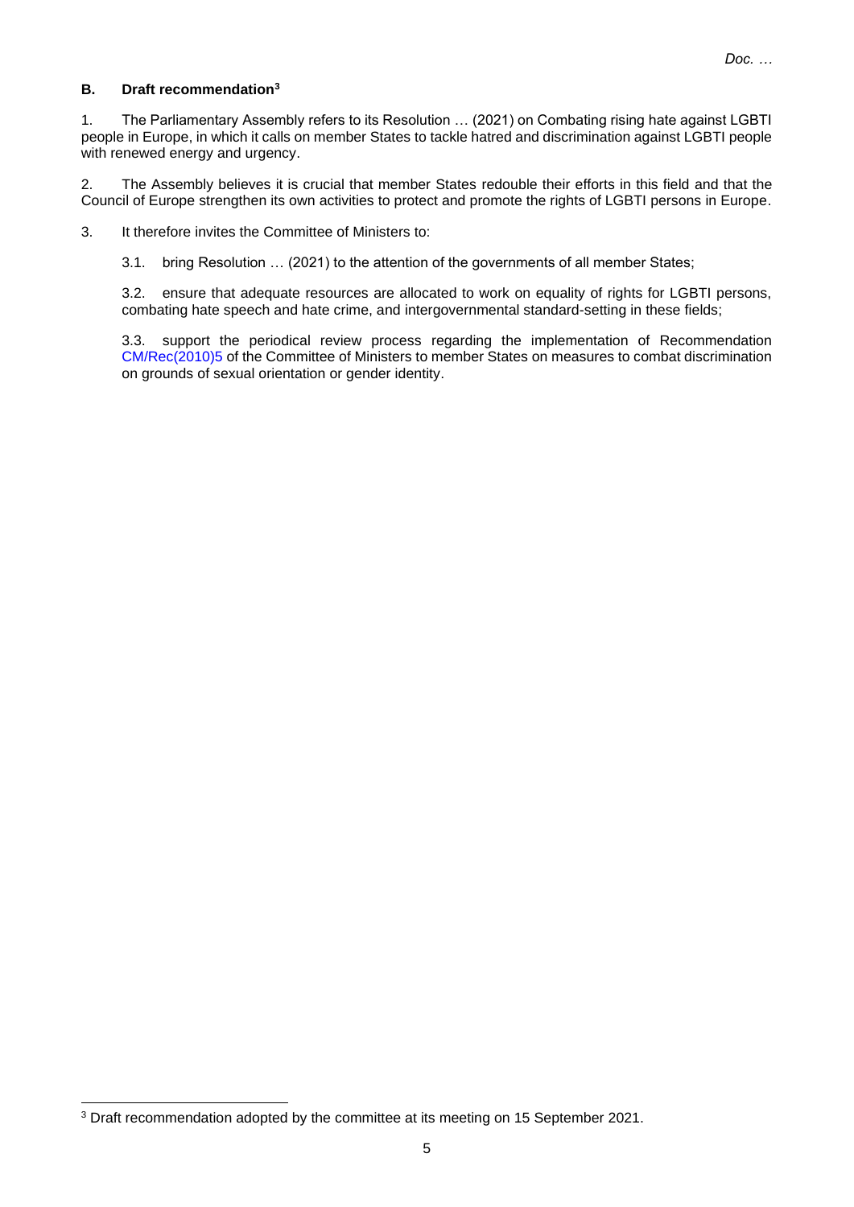## B. Draft recommendation[3]

1. The Parliamentary Assembly refers to its Resolution … (2021) on Combating rising hate against LGBTI people in Europe, in which it calls on member States to tackle hatred and discrimination against LGBTI people with renewed energy and urgency.

2. The Assembly believes it is crucial that member States redouble their efforts in this field and that the Council of Europe strengthen its own activities to protect and promote the rights of LGBTI persons in Europe.

3. It therefore invites the Committee of Ministers to:

3.1. bring Resolution … (2021) to the attention of the governments of all member States;

3.2. ensure that adequate resources are allocated to work on equality of rights for LGBTI persons, combating hate speech and hate crime, and intergovernmental standard-setting in these fields;

3.3. support the periodical review process regarding the implementation of Recommendation CM/Rec(2010)5 of the Committee of Ministers to member States on measures to combat discrimination on grounds of sexual orientation or gender identity.

---

[3] Draft recommendation adopted by the committee at its meeting on 15 September 2021.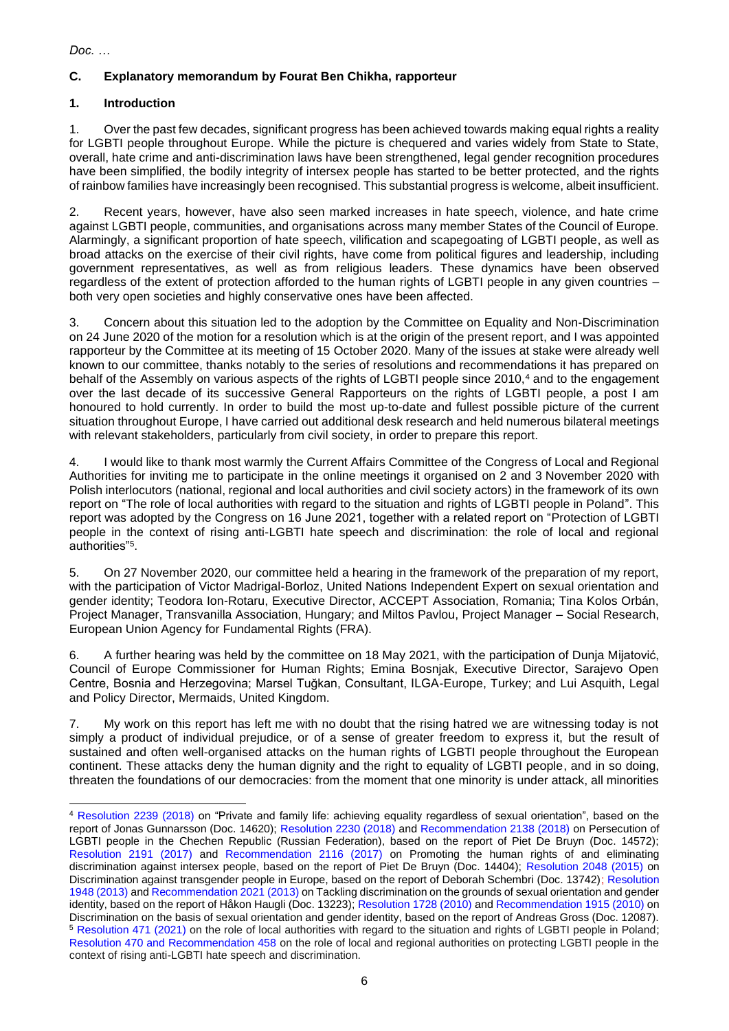*Doc. …*

## C. Explanatory memorandum by Fourat Ben Chikha, rapporteur

### 1. Introduction

1. Over the past few decades, significant progress has been achieved towards making equal rights a reality for LGBTI people throughout Europe. While the picture is chequered and varies widely from State to State, overall, hate crime and anti-discrimination laws have been strengthened, legal gender recognition procedures have been simplified, the bodily integrity of intersex people has started to be better protected, and the rights of rainbow families have increasingly been recognised. This substantial progress is welcome, albeit insufficient.

2. Recent years, however, have also seen marked increases in hate speech, violence, and hate crime against LGBTI people, communities, and organisations across many member States of the Council of Europe. Alarmingly, a significant proportion of hate speech, vilification and scapegoating of LGBTI people, as well as broad attacks on the exercise of their civil rights, have come from political figures and leadership, including government representatives, as well as from religious leaders. These dynamics have been observed regardless of the extent of protection afforded to the human rights of LGBTI people in any given countries – both very open societies and highly conservative ones have been affected.

3. Concern about this situation led to the adoption by the Committee on Equality and Non-Discrimination on 24 June 2020 of the motion for a resolution which is at the origin of the present report, and I was appointed rapporteur by the Committee at its meeting of 15 October 2020. Many of the issues at stake were already well known to our committee, thanks notably to the series of resolutions and recommendations it has prepared on behalf of the Assembly on various aspects of the rights of LGBTI people since 2010,[4] and to the engagement over the last decade of its successive General Rapporteurs on the rights of LGBTI people, a post I am honoured to hold currently. In order to build the most up-to-date and fullest possible picture of the current situation throughout Europe, I have carried out additional desk research and held numerous bilateral meetings with relevant stakeholders, particularly from civil society, in order to prepare this report.

4. I would like to thank most warmly the Current Affairs Committee of the Congress of Local and Regional Authorities for inviting me to participate in the online meetings it organised on 2 and 3 November 2020 with Polish interlocutors (national, regional and local authorities and civil society actors) in the framework of its own report on "The role of local authorities with regard to the situation and rights of LGBTI people in Poland". This report was adopted by the Congress on 16 June 2021, together with a related report on "Protection of LGBTI people in the context of rising anti-LGBTI hate speech and discrimination: the role of local and regional authorities"[5].

5. On 27 November 2020, our committee held a hearing in the framework of the preparation of my report, with the participation of Victor Madrigal-Borloz, United Nations Independent Expert on sexual orientation and gender identity; Teodora Ion-Rotaru, Executive Director, ACCEPT Association, Romania; Tina Kolos Orbán, Project Manager, Transvanilla Association, Hungary; and Miltos Pavlou, Project Manager – Social Research, European Union Agency for Fundamental Rights (FRA).

6. A further hearing was held by the committee on 18 May 2021, with the participation of Dunja Mijatović, Council of Europe Commissioner for Human Rights; Emina Bosnjak, Executive Director, Sarajevo Open Centre, Bosnia and Herzegovina; Marsel Tuğkan, Consultant, ILGA-Europe, Turkey; and Lui Asquith, Legal and Policy Director, Mermaids, United Kingdom.

7. My work on this report has left me with no doubt that the rising hatred we are witnessing today is not simply a product of individual prejudice, or of a sense of greater freedom to express it, but the result of sustained and often well-organised attacks on the human rights of LGBTI people throughout the European continent. These attacks deny the human dignity and the right to equality of LGBTI people, and in so doing, threaten the foundations of our democracies: from the moment that one minority is under attack, all minorities

---

[4] Resolution 2239 (2018) on "Private and family life: achieving equality regardless of sexual orientation", based on the report of Jonas Gunnarsson (Doc. 14620); Resolution 2230 (2018) and Recommendation 2138 (2018) on Persecution of LGBTI people in the Chechen Republic (Russian Federation), based on the report of Piet De Bruyn (Doc. 14572); Resolution 2191 (2017) and Recommendation 2116 (2017) on Promoting the human rights of and eliminating discrimination against intersex people, based on the report of Piet De Bruyn (Doc. 14404); Resolution 2048 (2015) on Discrimination against transgender people in Europe, based on the report of Deborah Schembri (Doc. 13742); Resolution 1948 (2013) and Recommendation 2021 (2013) on Tackling discrimination on the grounds of sexual orientation and gender identity, based on the report of Håkon Haugli (Doc. 13223); Resolution 1728 (2010) and Recommendation 1915 (2010) on Discrimination on the basis of sexual orientation and gender identity, based on the report of Andreas Gross (Doc. 12087).

[5] Resolution 471 (2021) on the role of local authorities with regard to the situation and rights of LGBTI people in Poland; Resolution 470 and Recommendation 458 on the role of local and regional authorities on protecting LGBTI people in the context of rising anti-LGBTI hate speech and discrimination.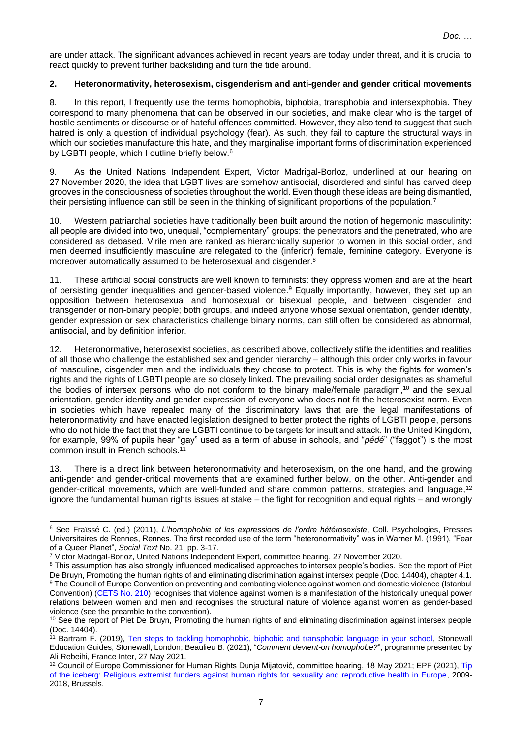are under attack. The significant advances achieved in recent years are today under threat, and it is crucial to react quickly to prevent further backsliding and turn the tide around.

## 2. Heteronormativity, heterosexism, cisgenderism and anti-gender and gender critical movements

8. In this report, I frequently use the terms homophobia, biphobia, transphobia and intersexphobia. They correspond to many phenomena that can be observed in our societies, and make clear who is the target of hostile sentiments or discourse or of hateful offences committed. However, they also tend to suggest that such hatred is only a question of individual psychology (fear). As such, they fail to capture the structural ways in which our societies manufacture this hate, and they marginalise important forms of discrimination experienced by LGBTI people, which I outline briefly below.[6]

9. As the United Nations Independent Expert, Victor Madrigal-Borloz, underlined at our hearing on 27 November 2020, the idea that LGBT lives are somehow antisocial, disordered and sinful has carved deep grooves in the consciousness of societies throughout the world. Even though these ideas are being dismantled, their persisting influence can still be seen in the thinking of significant proportions of the population.[7]

10. Western patriarchal societies have traditionally been built around the notion of hegemonic masculinity: all people are divided into two, unequal, "complementary" groups: the penetrators and the penetrated, who are considered as debased. Virile men are ranked as hierarchically superior to women in this social order, and men deemed insufficiently masculine are relegated to the (inferior) female, feminine category. Everyone is moreover automatically assumed to be heterosexual and cisgender.[8]

11. These artificial social constructs are well known to feminists: they oppress women and are at the heart of persisting gender inequalities and gender-based violence.[9] Equally importantly, however, they set up an opposition between heterosexual and homosexual or bisexual people, and between cisgender and transgender or non-binary people; both groups, and indeed anyone whose sexual orientation, gender identity, gender expression or sex characteristics challenge binary norms, can still often be considered as abnormal, antisocial, and by definition inferior.

12. Heteronormative, heterosexist societies, as described above, collectively stifle the identities and realities of all those who challenge the established sex and gender hierarchy – although this order only works in favour of masculine, cisgender men and the individuals they choose to protect. This is why the fights for women's rights and the rights of LGBTI people are so closely linked. The prevailing social order designates as shameful the bodies of intersex persons who do not conform to the binary male/female paradigm,[10] and the sexual orientation, gender identity and gender expression of everyone who does not fit the heterosexist norm. Even in societies which have repealed many of the discriminatory laws that are the legal manifestations of heteronormativity and have enacted legislation designed to better protect the rights of LGBTI people, persons who do not hide the fact that they are LGBTI continue to be targets for insult and attack. In the United Kingdom, for example, 99% of pupils hear "gay" used as a term of abuse in schools, and "*pédé*" ("faggot") is the most common insult in French schools.[11]

13. There is a direct link between heteronormativity and heterosexism, on the one hand, and the growing anti-gender and gender-critical movements that are examined further below, on the other. Anti-gender and gender-critical movements, which are well-funded and share common patterns, strategies and language,[12] ignore the fundamental human rights issues at stake – the fight for recognition and equal rights – and wrongly

---

[6] See Fraïssé C. (ed.) (2011), *L'homophobie et les expressions de l'ordre hétérosexiste*, Coll. Psychologies, Presses Universitaires de Rennes, Rennes. The first recorded use of the term "heteronormativity" was in Warner M. (1991), "Fear of a Queer Planet", *Social Text* No. 21, pp. 3-17.

[7] Victor Madrigal-Borloz, United Nations Independent Expert, committee hearing, 27 November 2020.

[8] This assumption has also strongly influenced medicalised approaches to intersex people's bodies. See the report of Piet De Bruyn, Promoting the human rights of and eliminating discrimination against intersex people (Doc. 14404), chapter 4.1.

[9] The Council of Europe Convention on preventing and combating violence against women and domestic violence (Istanbul Convention) (CETS No. 210) recognises that violence against women is a manifestation of the historically unequal power relations between women and men and recognises the structural nature of violence against women as gender-based violence (see the preamble to the convention).

[10] See the report of Piet De Bruyn, Promoting the human rights of and eliminating discrimination against intersex people (Doc. 14404).

[11] Bartram F. (2019), Ten steps to tackling homophobic, biphobic and transphobic language in your school, Stonewall Education Guides, Stonewall, London; Beaulieu B. (2021), "*Comment devient-on homophobe?*", programme presented by Ali Rebeihi, France Inter, 27 May 2021.

[12] Council of Europe Commissioner for Human Rights Dunja Mijatović, committee hearing, 18 May 2021; EPF (2021), Tip of the iceberg: Religious extremist funders against human rights for sexuality and reproductive health in Europe, 2009-2018, Brussels.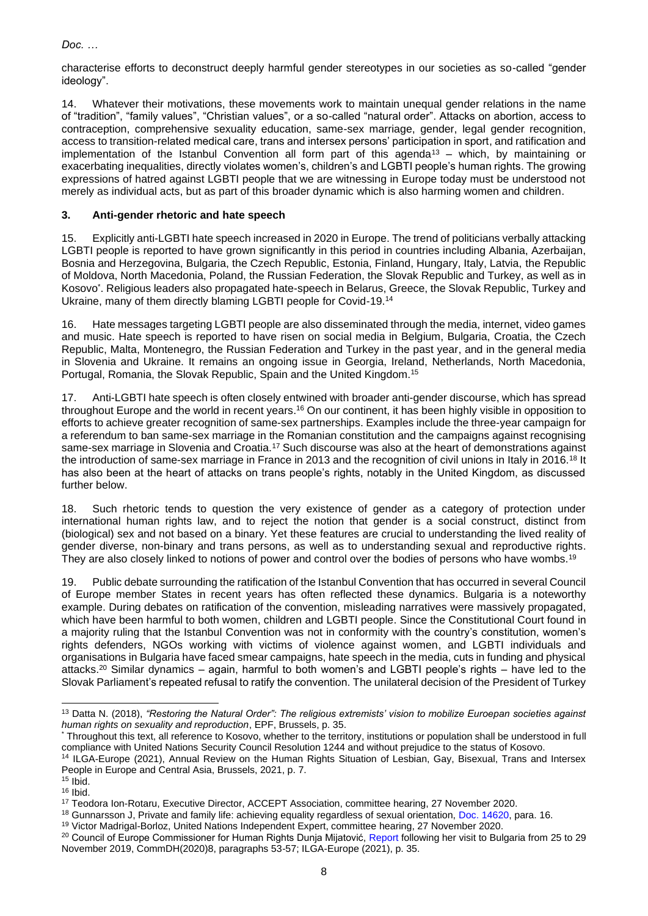characterise efforts to deconstruct deeply harmful gender stereotypes in our societies as so-called "gender ideology".

14. Whatever their motivations, these movements work to maintain unequal gender relations in the name of "tradition", "family values", "Christian values", or a so-called "natural order". Attacks on abortion, access to contraception, comprehensive sexuality education, same-sex marriage, gender, legal gender recognition, access to transition-related medical care, trans and intersex persons' participation in sport, and ratification and implementation of the Istanbul Convention all form part of this agenda[13] – which, by maintaining or exacerbating inequalities, directly violates women's, children's and LGBTI people's human rights. The growing expressions of hatred against LGBTI people that we are witnessing in Europe today must be understood not merely as individual acts, but as part of this broader dynamic which is also harming women and children.

## 3. Anti-gender rhetoric and hate speech

15. Explicitly anti-LGBTI hate speech increased in 2020 in Europe. The trend of politicians verbally attacking LGBTI people is reported to have grown significantly in this period in countries including Albania, Azerbaijan, Bosnia and Herzegovina, Bulgaria, the Czech Republic, Estonia, Finland, Hungary, Italy, Latvia, the Republic of Moldova, North Macedonia, Poland, the Russian Federation, the Slovak Republic and Turkey, as well as in Kosovo[*]. Religious leaders also propagated hate-speech in Belarus, Greece, the Slovak Republic, Turkey and Ukraine, many of them directly blaming LGBTI people for Covid-19.[14]

16. Hate messages targeting LGBTI people are also disseminated through the media, internet, video games and music. Hate speech is reported to have risen on social media in Belgium, Bulgaria, Croatia, the Czech Republic, Malta, Montenegro, the Russian Federation and Turkey in the past year, and in the general media in Slovenia and Ukraine. It remains an ongoing issue in Georgia, Ireland, Netherlands, North Macedonia, Portugal, Romania, the Slovak Republic, Spain and the United Kingdom.[15]

17. Anti-LGBTI hate speech is often closely entwined with broader anti-gender discourse, which has spread throughout Europe and the world in recent years.[16] On our continent, it has been highly visible in opposition to efforts to achieve greater recognition of same-sex partnerships. Examples include the three-year campaign for a referendum to ban same-sex marriage in the Romanian constitution and the campaigns against recognising same-sex marriage in Slovenia and Croatia.[17] Such discourse was also at the heart of demonstrations against the introduction of same-sex marriage in France in 2013 and the recognition of civil unions in Italy in 2016.[18] It has also been at the heart of attacks on trans people's rights, notably in the United Kingdom, as discussed further below.

18. Such rhetoric tends to question the very existence of gender as a category of protection under international human rights law, and to reject the notion that gender is a social construct, distinct from (biological) sex and not based on a binary. Yet these features are crucial to understanding the lived reality of gender diverse, non-binary and trans persons, as well as to understanding sexual and reproductive rights. They are also closely linked to notions of power and control over the bodies of persons who have wombs.[19]

19. Public debate surrounding the ratification of the Istanbul Convention that has occurred in several Council of Europe member States in recent years has often reflected these dynamics. Bulgaria is a noteworthy example. During debates on ratification of the convention, misleading narratives were massively propagated, which have been harmful to both women, children and LGBTI people. Since the Constitutional Court found in a majority ruling that the Istanbul Convention was not in conformity with the country's constitution, women's rights defenders, NGOs working with victims of violence against women, and LGBTI individuals and organisations in Bulgaria have faced smear campaigns, hate speech in the media, cuts in funding and physical attacks.[20] Similar dynamics – again, harmful to both women's and LGBTI people's rights – have led to the Slovak Parliament's repeated refusal to ratify the convention. The unilateral decision of the President of Turkey

---

[13] Datta N. (2018), *"Restoring the Natural Order": The religious extremists' vision to mobilize Euroepan societies against human rights on sexuality and reproduction*, EPF, Brussels, p. 35.

[*] Throughout this text, all reference to Kosovo, whether to the territory, institutions or population shall be understood in full compliance with United Nations Security Council Resolution 1244 and without prejudice to the status of Kosovo.

[14] ILGA-Europe (2021), Annual Review on the Human Rights Situation of Lesbian, Gay, Bisexual, Trans and Intersex People in Europe and Central Asia, Brussels, 2021, p. 7.

[15] Ibid.

[16] Ibid.

[17] Teodora Ion-Rotaru, Executive Director, ACCEPT Association, committee hearing, 27 November 2020.

[18] Gunnarsson J, Private and family life: achieving equality regardless of sexual orientation, Doc. 14620, para. 16.

[19] Victor Madrigal-Borloz, United Nations Independent Expert, committee hearing, 27 November 2020.

[20] Council of Europe Commissioner for Human Rights Dunja Mijatović, Report following her visit to Bulgaria from 25 to 29 November 2019, CommDH(2020)8, paragraphs 53-57; ILGA-Europe (2021), p. 35.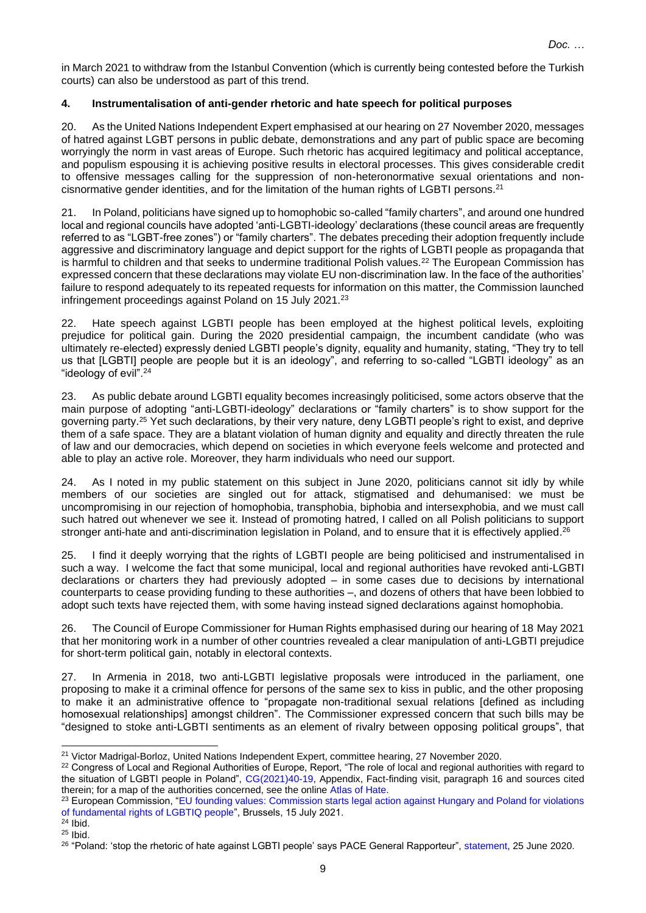in March 2021 to withdraw from the Istanbul Convention (which is currently being contested before the Turkish courts) can also be understood as part of this trend.

### 4. Instrumentalisation of anti-gender rhetoric and hate speech for political purposes

20. As the United Nations Independent Expert emphasised at our hearing on 27 November 2020, messages of hatred against LGBT persons in public debate, demonstrations and any part of public space are becoming worryingly the norm in vast areas of Europe. Such rhetoric has acquired legitimacy and political acceptance, and populism espousing it is achieving positive results in electoral processes. This gives considerable credit to offensive messages calling for the suppression of non-heteronormative sexual orientations and non-cisnormative gender identities, and for the limitation of the human rights of LGBTI persons.[21]

21. In Poland, politicians have signed up to homophobic so-called "family charters", and around one hundred local and regional councils have adopted 'anti-LGBTI-ideology' declarations (these council areas are frequently referred to as "LGBT-free zones") or "family charters". The debates preceding their adoption frequently include aggressive and discriminatory language and depict support for the rights of LGBTI people as propaganda that is harmful to children and that seeks to undermine traditional Polish values.[22] The European Commission has expressed concern that these declarations may violate EU non-discrimination law. In the face of the authorities' failure to respond adequately to its repeated requests for information on this matter, the Commission launched infringement proceedings against Poland on 15 July 2021.[23]

22. Hate speech against LGBTI people has been employed at the highest political levels, exploiting prejudice for political gain. During the 2020 presidential campaign, the incumbent candidate (who was ultimately re-elected) expressly denied LGBTI people's dignity, equality and humanity, stating, "They try to tell us that [LGBTI] people are people but it is an ideology", and referring to so-called "LGBTI ideology" as an "ideology of evil".[24]

23. As public debate around LGBTI equality becomes increasingly politicised, some actors observe that the main purpose of adopting "anti-LGBTI-ideology" declarations or "family charters" is to show support for the governing party.[25] Yet such declarations, by their very nature, deny LGBTI people's right to exist, and deprive them of a safe space. They are a blatant violation of human dignity and equality and directly threaten the rule of law and our democracies, which depend on societies in which everyone feels welcome and protected and able to play an active role. Moreover, they harm individuals who need our support.

24. As I noted in my public statement on this subject in June 2020, politicians cannot sit idly by while members of our societies are singled out for attack, stigmatised and dehumanised: we must be uncompromising in our rejection of homophobia, transphobia, biphobia and intersexphobia, and we must call such hatred out whenever we see it. Instead of promoting hatred, I called on all Polish politicians to support stronger anti-hate and anti-discrimination legislation in Poland, and to ensure that it is effectively applied.[26]

25. I find it deeply worrying that the rights of LGBTI people are being politicised and instrumentalised in such a way. I welcome the fact that some municipal, local and regional authorities have revoked anti-LGBTI declarations or charters they had previously adopted – in some cases due to decisions by international counterparts to cease providing funding to these authorities –, and dozens of others that have been lobbied to adopt such texts have rejected them, with some having instead signed declarations against homophobia.

26. The Council of Europe Commissioner for Human Rights emphasised during our hearing of 18 May 2021 that her monitoring work in a number of other countries revealed a clear manipulation of anti-LGBTI prejudice for short-term political gain, notably in electoral contexts.

27. In Armenia in 2018, two anti-LGBTI legislative proposals were introduced in the parliament, one proposing to make it a criminal offence for persons of the same sex to kiss in public, and the other proposing to make it an administrative offence to "propagate non-traditional sexual relations [defined as including homosexual relationships] amongst children". The Commissioner expressed concern that such bills may be "designed to stoke anti-LGBTI sentiments as an element of rivalry between opposing political groups", that

---

[21] Victor Madrigal-Borloz, United Nations Independent Expert, committee hearing, 27 November 2020.

[22] Congress of Local and Regional Authorities of Europe, Report, "The role of local and regional authorities with regard to the situation of LGBTI people in Poland", CG(2021)40-19, Appendix, Fact-finding visit, paragraph 16 and sources cited therein; for a map of the authorities concerned, see the online Atlas of Hate.

[23] European Commission, "EU founding values: Commission starts legal action against Hungary and Poland for violations of fundamental rights of LGBTIQ people", Brussels, 15 July 2021.

[24] Ibid.

[25] Ibid.

[26] "Poland: 'stop the rhetoric of hate against LGBTI people' says PACE General Rapporteur", statement, 25 June 2020.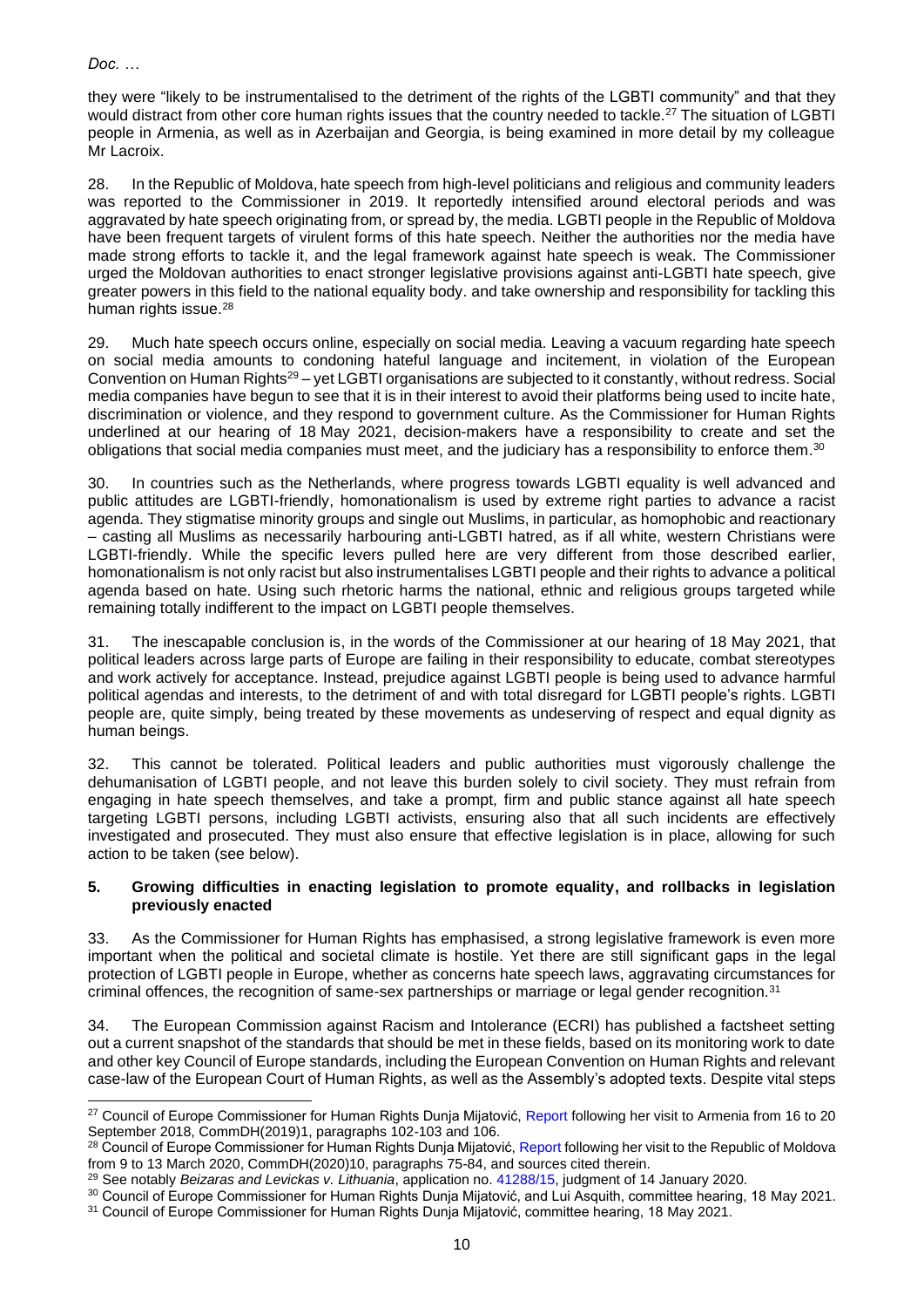they were "likely to be instrumentalised to the detriment of the rights of the LGBTI community" and that they would distract from other core human rights issues that the country needed to tackle.[27] The situation of LGBTI people in Armenia, as well as in Azerbaijan and Georgia, is being examined in more detail by my colleague Mr Lacroix.

28. In the Republic of Moldova, hate speech from high-level politicians and religious and community leaders was reported to the Commissioner in 2019. It reportedly intensified around electoral periods and was aggravated by hate speech originating from, or spread by, the media. LGBTI people in the Republic of Moldova have been frequent targets of virulent forms of this hate speech. Neither the authorities nor the media have made strong efforts to tackle it, and the legal framework against hate speech is weak. The Commissioner urged the Moldovan authorities to enact stronger legislative provisions against anti-LGBTI hate speech, give greater powers in this field to the national equality body. and take ownership and responsibility for tackling this human rights issue.[28]

29. Much hate speech occurs online, especially on social media. Leaving a vacuum regarding hate speech on social media amounts to condoning hateful language and incitement, in violation of the European Convention on Human Rights[29] – yet LGBTI organisations are subjected to it constantly, without redress. Social media companies have begun to see that it is in their interest to avoid their platforms being used to incite hate, discrimination or violence, and they respond to government culture. As the Commissioner for Human Rights underlined at our hearing of 18 May 2021, decision-makers have a responsibility to create and set the obligations that social media companies must meet, and the judiciary has a responsibility to enforce them.[30]

30. In countries such as the Netherlands, where progress towards LGBTI equality is well advanced and public attitudes are LGBTI-friendly, homonationalism is used by extreme right parties to advance a racist agenda. They stigmatise minority groups and single out Muslims, in particular, as homophobic and reactionary – casting all Muslims as necessarily harbouring anti-LGBTI hatred, as if all white, western Christians were LGBTI-friendly. While the specific levers pulled here are very different from those described earlier, homonationalism is not only racist but also instrumentalises LGBTI people and their rights to advance a political agenda based on hate. Using such rhetoric harms the national, ethnic and religious groups targeted while remaining totally indifferent to the impact on LGBTI people themselves.

31. The inescapable conclusion is, in the words of the Commissioner at our hearing of 18 May 2021, that political leaders across large parts of Europe are failing in their responsibility to educate, combat stereotypes and work actively for acceptance. Instead, prejudice against LGBTI people is being used to advance harmful political agendas and interests, to the detriment of and with total disregard for LGBTI people's rights. LGBTI people are, quite simply, being treated by these movements as undeserving of respect and equal dignity as human beings.

32. This cannot be tolerated. Political leaders and public authorities must vigorously challenge the dehumanisation of LGBTI people, and not leave this burden solely to civil society. They must refrain from engaging in hate speech themselves, and take a prompt, firm and public stance against all hate speech targeting LGBTI persons, including LGBTI activists, ensuring also that all such incidents are effectively investigated and prosecuted. They must also ensure that effective legislation is in place, allowing for such action to be taken (see below).

### 5. Growing difficulties in enacting legislation to promote equality, and rollbacks in legislation previously enacted

33. As the Commissioner for Human Rights has emphasised, a strong legislative framework is even more important when the political and societal climate is hostile. Yet there are still significant gaps in the legal protection of LGBTI people in Europe, whether as concerns hate speech laws, aggravating circumstances for criminal offences, the recognition of same-sex partnerships or marriage or legal gender recognition.[31]

34. The European Commission against Racism and Intolerance (ECRI) has published a factsheet setting out a current snapshot of the standards that should be met in these fields, based on its monitoring work to date and other key Council of Europe standards, including the European Convention on Human Rights and relevant case-law of the European Court of Human Rights, as well as the Assembly's adopted texts. Despite vital steps

---

[27] Council of Europe Commissioner for Human Rights Dunja Mijatović, Report following her visit to Armenia from 16 to 20 September 2018, CommDH(2019)1, paragraphs 102-103 and 106.

[28] Council of Europe Commissioner for Human Rights Dunja Mijatović, Report following her visit to the Republic of Moldova from 9 to 13 March 2020, CommDH(2020)10, paragraphs 75-84, and sources cited therein.

[29] See notably *Beizaras and Levickas v. Lithuania*, application no. 41288/15, judgment of 14 January 2020.

[30] Council of Europe Commissioner for Human Rights Dunja Mijatović, and Lui Asquith, committee hearing, 18 May 2021.

[31] Council of Europe Commissioner for Human Rights Dunja Mijatović, committee hearing, 18 May 2021.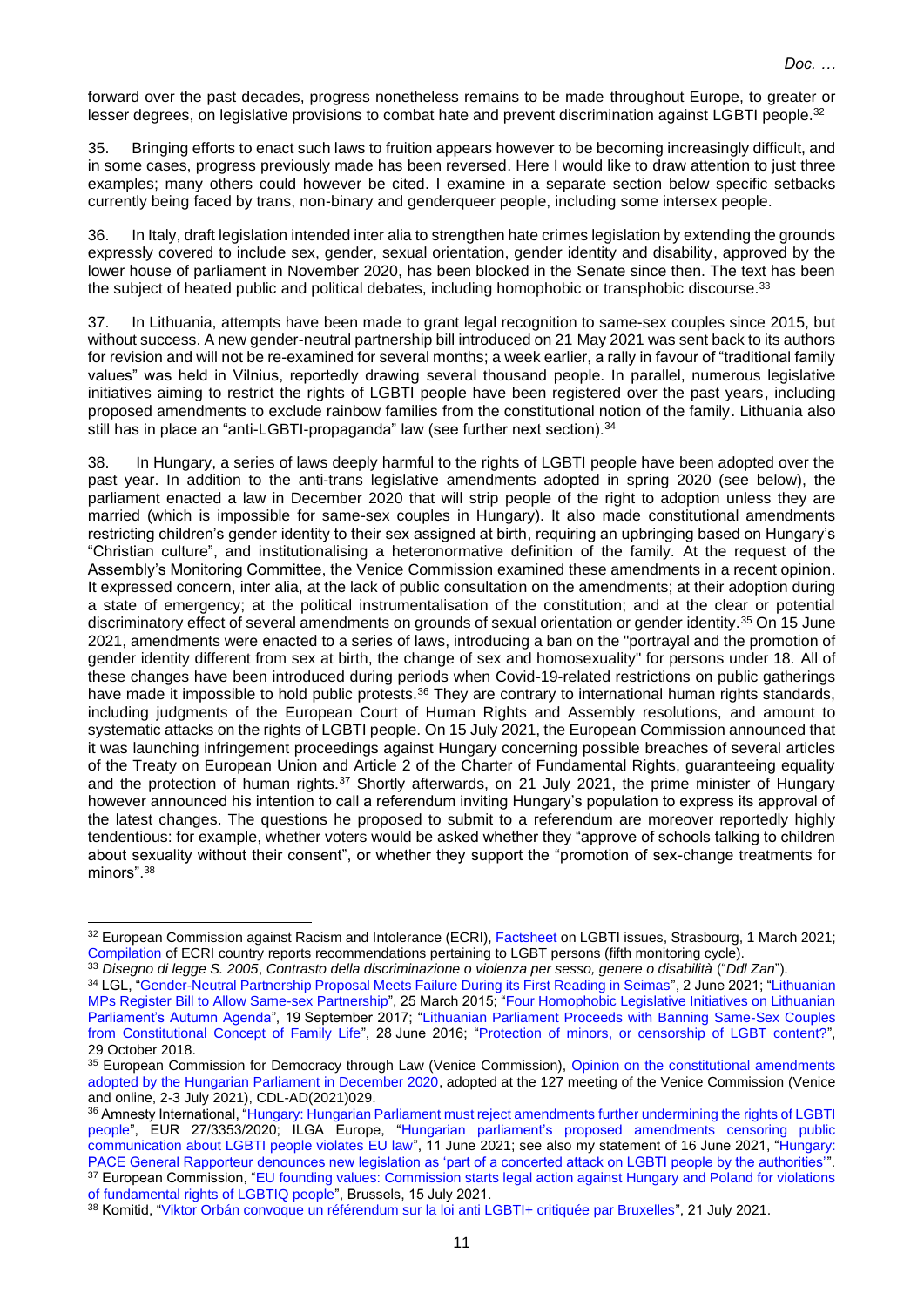forward over the past decades, progress nonetheless remains to be made throughout Europe, to greater or lesser degrees, on legislative provisions to combat hate and prevent discrimination against LGBTI people.[32]

35. Bringing efforts to enact such laws to fruition appears however to be becoming increasingly difficult, and in some cases, progress previously made has been reversed. Here I would like to draw attention to just three examples; many others could however be cited. I examine in a separate section below specific setbacks currently being faced by trans, non-binary and genderqueer people, including some intersex people.

36. In Italy, draft legislation intended inter alia to strengthen hate crimes legislation by extending the grounds expressly covered to include sex, gender, sexual orientation, gender identity and disability, approved by the lower house of parliament in November 2020, has been blocked in the Senate since then. The text has been the subject of heated public and political debates, including homophobic or transphobic discourse.[33]

37. In Lithuania, attempts have been made to grant legal recognition to same-sex couples since 2015, but without success. A new gender-neutral partnership bill introduced on 21 May 2021 was sent back to its authors for revision and will not be re-examined for several months; a week earlier, a rally in favour of "traditional family values" was held in Vilnius, reportedly drawing several thousand people. In parallel, numerous legislative initiatives aiming to restrict the rights of LGBTI people have been registered over the past years, including proposed amendments to exclude rainbow families from the constitutional notion of the family. Lithuania also still has in place an "anti-LGBTI-propaganda" law (see further next section).[34]

38. In Hungary, a series of laws deeply harmful to the rights of LGBTI people have been adopted over the past year. In addition to the anti-trans legislative amendments adopted in spring 2020 (see below), the parliament enacted a law in December 2020 that will strip people of the right to adoption unless they are married (which is impossible for same-sex couples in Hungary). It also made constitutional amendments restricting children's gender identity to their sex assigned at birth, requiring an upbringing based on Hungary's "Christian culture", and institutionalising a heteronormative definition of the family. At the request of the Assembly's Monitoring Committee, the Venice Commission examined these amendments in a recent opinion. It expressed concern, inter alia, at the lack of public consultation on the amendments; at their adoption during a state of emergency; at the political instrumentalisation of the constitution; and at the clear or potential discriminatory effect of several amendments on grounds of sexual orientation or gender identity.[35] On 15 June 2021, amendments were enacted to a series of laws, introducing a ban on the "portrayal and the promotion of gender identity different from sex at birth, the change of sex and homosexuality" for persons under 18. All of these changes have been introduced during periods when Covid-19-related restrictions on public gatherings have made it impossible to hold public protests.[36] They are contrary to international human rights standards, including judgments of the European Court of Human Rights and Assembly resolutions, and amount to systematic attacks on the rights of LGBTI people. On 15 July 2021, the European Commission announced that it was launching infringement proceedings against Hungary concerning possible breaches of several articles of the Treaty on European Union and Article 2 of the Charter of Fundamental Rights, guaranteeing equality and the protection of human rights.[37] Shortly afterwards, on 21 July 2021, the prime minister of Hungary however announced his intention to call a referendum inviting Hungary's population to express its approval of the latest changes. The questions he proposed to submit to a referendum are moreover reportedly highly tendentious: for example, whether voters would be asked whether they "approve of schools talking to children about sexuality without their consent", or whether they support the "promotion of sex-change treatments for minors".[38]

---

[32] European Commission against Racism and Intolerance (ECRI), Factsheet on LGBTI issues, Strasbourg, 1 March 2021; Compilation of ECRI country reports recommendations pertaining to LGBT persons (fifth monitoring cycle).

[33] *Disegno di legge S. 2005*, *Contrasto della discriminazione o violenza per sesso, genere o disabilità* ("*Ddl Zan*").

[34] LGL, "Gender-Neutral Partnership Proposal Meets Failure During its First Reading in Seimas", 2 June 2021; "Lithuanian MPs Register Bill to Allow Same-sex Partnership", 25 March 2015; "Four Homophobic Legislative Initiatives on Lithuanian Parliament's Autumn Agenda", 19 September 2017; "Lithuanian Parliament Proceeds with Banning Same-Sex Couples from Constitutional Concept of Family Life", 28 June 2016; "Protection of minors, or censorship of LGBT content?", 29 October 2018.

[35] European Commission for Democracy through Law (Venice Commission), Opinion on the constitutional amendments adopted by the Hungarian Parliament in December 2020, adopted at the 127 meeting of the Venice Commission (Venice and online, 2-3 July 2021), CDL-AD(2021)029.

[36] Amnesty International, "Hungary: Hungarian Parliament must reject amendments further undermining the rights of LGBTI people", EUR 27/3353/2020; ILGA Europe, "Hungarian parliament's proposed amendments censoring public communication about LGBTI people violates EU law", 11 June 2021; see also my statement of 16 June 2021, "Hungary: PACE General Rapporteur denounces new legislation as 'part of a concerted attack on LGBTI people by the authorities'".

[37] European Commission, "EU founding values: Commission starts legal action against Hungary and Poland for violations of fundamental rights of LGBTIQ people", Brussels, 15 July 2021.

[38] Komitid, "Viktor Orbán convoque un référendum sur la loi anti LGBTI+ critiquée par Bruxelles", 21 July 2021.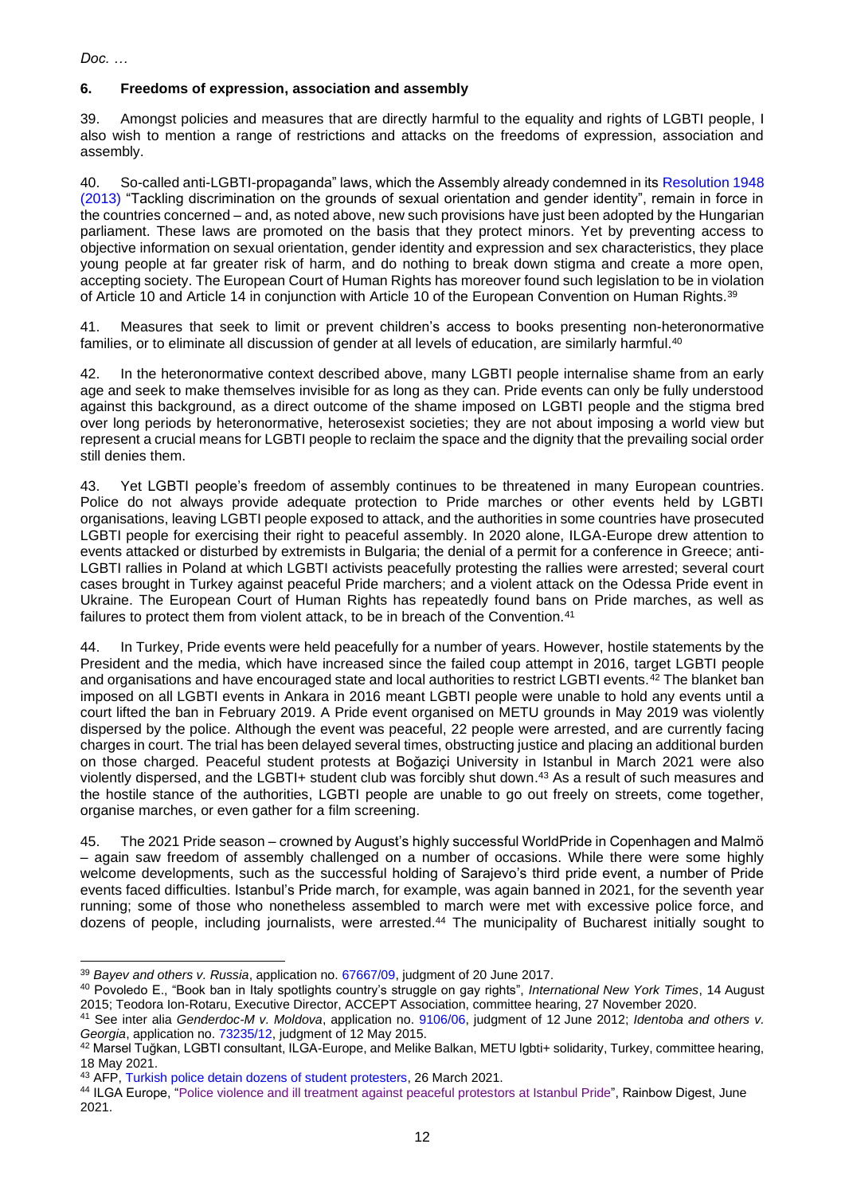*Doc. …*

## 6. Freedoms of expression, association and assembly

39. Amongst policies and measures that are directly harmful to the equality and rights of LGBTI people, I also wish to mention a range of restrictions and attacks on the freedoms of expression, association and assembly.

40. So-called anti-LGBTI-propaganda" laws, which the Assembly already condemned in its Resolution 1948 (2013) "Tackling discrimination on the grounds of sexual orientation and gender identity", remain in force in the countries concerned – and, as noted above, new such provisions have just been adopted by the Hungarian parliament. These laws are promoted on the basis that they protect minors. Yet by preventing access to objective information on sexual orientation, gender identity and expression and sex characteristics, they place young people at far greater risk of harm, and do nothing to break down stigma and create a more open, accepting society. The European Court of Human Rights has moreover found such legislation to be in violation of Article 10 and Article 14 in conjunction with Article 10 of the European Convention on Human Rights.[39]

41. Measures that seek to limit or prevent children's access to books presenting non-heteronormative families, or to eliminate all discussion of gender at all levels of education, are similarly harmful.[40]

42. In the heteronormative context described above, many LGBTI people internalise shame from an early age and seek to make themselves invisible for as long as they can. Pride events can only be fully understood against this background, as a direct outcome of the shame imposed on LGBTI people and the stigma bred over long periods by heteronormative, heterosexist societies; they are not about imposing a world view but represent a crucial means for LGBTI people to reclaim the space and the dignity that the prevailing social order still denies them.

43. Yet LGBTI people's freedom of assembly continues to be threatened in many European countries. Police do not always provide adequate protection to Pride marches or other events held by LGBTI organisations, leaving LGBTI people exposed to attack, and the authorities in some countries have prosecuted LGBTI people for exercising their right to peaceful assembly. In 2020 alone, ILGA-Europe drew attention to events attacked or disturbed by extremists in Bulgaria; the denial of a permit for a conference in Greece; anti-LGBTI rallies in Poland at which LGBTI activists peacefully protesting the rallies were arrested; several court cases brought in Turkey against peaceful Pride marchers; and a violent attack on the Odessa Pride event in Ukraine. The European Court of Human Rights has repeatedly found bans on Pride marches, as well as failures to protect them from violent attack, to be in breach of the Convention.[41]

44. In Turkey, Pride events were held peacefully for a number of years. However, hostile statements by the President and the media, which have increased since the failed coup attempt in 2016, target LGBTI people and organisations and have encouraged state and local authorities to restrict LGBTI events.[42] The blanket ban imposed on all LGBTI events in Ankara in 2016 meant LGBTI people were unable to hold any events until a court lifted the ban in February 2019. A Pride event organised on METU grounds in May 2019 was violently dispersed by the police. Although the event was peaceful, 22 people were arrested, and are currently facing charges in court. The trial has been delayed several times, obstructing justice and placing an additional burden on those charged. Peaceful student protests at Boğaziçi University in Istanbul in March 2021 were also violently dispersed, and the LGBTI+ student club was forcibly shut down.[43] As a result of such measures and the hostile stance of the authorities, LGBTI people are unable to go out freely on streets, come together, organise marches, or even gather for a film screening.

45. The 2021 Pride season – crowned by August's highly successful WorldPride in Copenhagen and Malmö – again saw freedom of assembly challenged on a number of occasions. While there were some highly welcome developments, such as the successful holding of Sarajevo's third pride event, a number of Pride events faced difficulties. Istanbul's Pride march, for example, was again banned in 2021, for the seventh year running; some of those who nonetheless assembled to march were met with excessive police force, and dozens of people, including journalists, were arrested.[44] The municipality of Bucharest initially sought to

---

[39] *Bayev and others v. Russia*, application no. 67667/09, judgment of 20 June 2017.

[40] Povoledo E., "Book ban in Italy spotlights country's struggle on gay rights", *International New York Times*, 14 August 2015; Teodora Ion-Rotaru, Executive Director, ACCEPT Association, committee hearing, 27 November 2020.

[41] See inter alia *Genderdoc-M v. Moldova*, application no. 9106/06, judgment of 12 June 2012; *Identoba and others v. Georgia*, application no. 73235/12, judgment of 12 May 2015.

[42] Marsel Tuğkan, LGBTI consultant, ILGA-Europe, and Melike Balkan, METU lgbti+ solidarity, Turkey, committee hearing, 18 May 2021.

[43] AFP, Turkish police detain dozens of student protesters, 26 March 2021.

[44] ILGA Europe, "Police violence and ill treatment against peaceful protestors at Istanbul Pride", Rainbow Digest, June 2021.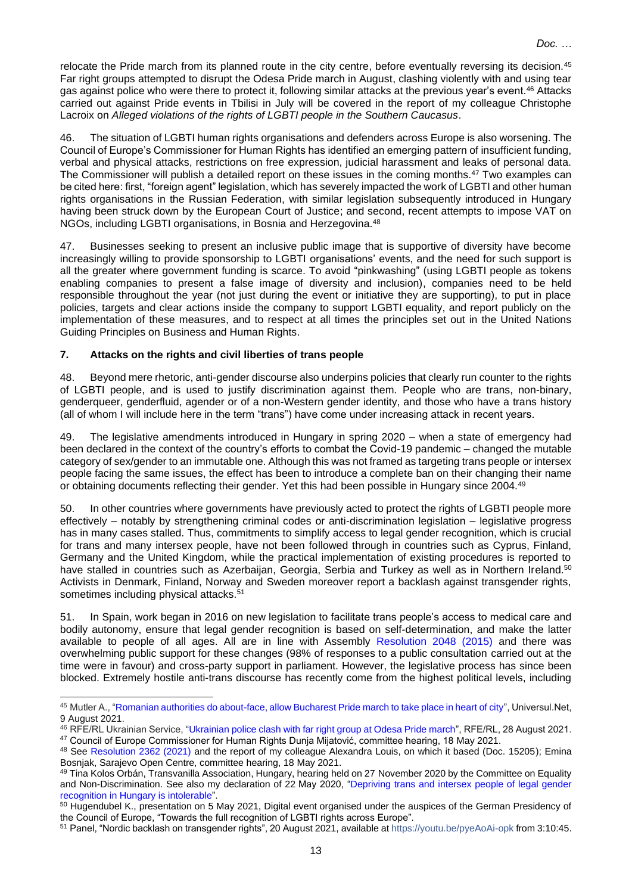relocate the Pride march from its planned route in the city centre, before eventually reversing its decision.[45] Far right groups attempted to disrupt the Odesa Pride march in August, clashing violently with and using tear gas against police who were there to protect it, following similar attacks at the previous year's event.[46] Attacks carried out against Pride events in Tbilisi in July will be covered in the report of my colleague Christophe Lacroix on *Alleged violations of the rights of LGBTI people in the Southern Caucasus*.

46. The situation of LGBTI human rights organisations and defenders across Europe is also worsening. The Council of Europe's Commissioner for Human Rights has identified an emerging pattern of insufficient funding, verbal and physical attacks, restrictions on free expression, judicial harassment and leaks of personal data. The Commissioner will publish a detailed report on these issues in the coming months.[47] Two examples can be cited here: first, "foreign agent" legislation, which has severely impacted the work of LGBTI and other human rights organisations in the Russian Federation, with similar legislation subsequently introduced in Hungary having been struck down by the European Court of Justice; and second, recent attempts to impose VAT on NGOs, including LGBTI organisations, in Bosnia and Herzegovina.[48]

47. Businesses seeking to present an inclusive public image that is supportive of diversity have become increasingly willing to provide sponsorship to LGBTI organisations' events, and the need for such support is all the greater where government funding is scarce. To avoid "pinkwashing" (using LGBTI people as tokens enabling companies to present a false image of diversity and inclusion), companies need to be held responsible throughout the year (not just during the event or initiative they are supporting), to put in place policies, targets and clear actions inside the company to support LGBTI equality, and report publicly on the implementation of these measures, and to respect at all times the principles set out in the United Nations Guiding Principles on Business and Human Rights.

## 7. Attacks on the rights and civil liberties of trans people

48. Beyond mere rhetoric, anti-gender discourse also underpins policies that clearly run counter to the rights of LGBTI people, and is used to justify discrimination against them. People who are trans, non-binary, genderqueer, genderfluid, agender or of a non-Western gender identity, and those who have a trans history (all of whom I will include here in the term "trans") have come under increasing attack in recent years.

49. The legislative amendments introduced in Hungary in spring 2020 – when a state of emergency had been declared in the context of the country's efforts to combat the Covid-19 pandemic – changed the mutable category of sex/gender to an immutable one. Although this was not framed as targeting trans people or intersex people facing the same issues, the effect has been to introduce a complete ban on their changing their name or obtaining documents reflecting their gender. Yet this had been possible in Hungary since 2004.[49]

50. In other countries where governments have previously acted to protect the rights of LGBTI people more effectively – notably by strengthening criminal codes or anti-discrimination legislation – legislative progress has in many cases stalled. Thus, commitments to simplify access to legal gender recognition, which is crucial for trans and many intersex people, have not been followed through in countries such as Cyprus, Finland, Germany and the United Kingdom, while the practical implementation of existing procedures is reported to have stalled in countries such as Azerbaijan, Georgia, Serbia and Turkey as well as in Northern Ireland.[50] Activists in Denmark, Finland, Norway and Sweden moreover report a backlash against transgender rights, sometimes including physical attacks.[51]

51. In Spain, work began in 2016 on new legislation to facilitate trans people's access to medical care and bodily autonomy, ensure that legal gender recognition is based on self-determination, and make the latter available to people of all ages. All are in line with Assembly Resolution 2048 (2015) and there was overwhelming public support for these changes (98% of responses to a public consultation carried out at the time were in favour) and cross-party support in parliament. However, the legislative process has since been blocked. Extremely hostile anti-trans discourse has recently come from the highest political levels, including

---

[45] Mutler A., "Romanian authorities do about-face, allow Bucharest Pride march to take place in heart of city", Universul.Net, 9 August 2021.

[46] RFE/RL Ukrainian Service, "Ukrainian police clash with far right group at Odesa Pride march", RFE/RL, 28 August 2021.

[47] Council of Europe Commissioner for Human Rights Dunja Mijatović, committee hearing, 18 May 2021.

[48] See Resolution 2362 (2021) and the report of my colleague Alexandra Louis, on which it based (Doc. 15205); Emina Bosnjak, Sarajevo Open Centre, committee hearing, 18 May 2021.

[49] Tina Kolos Orbán, Transvanilla Association, Hungary, hearing held on 27 November 2020 by the Committee on Equality and Non-Discrimination. See also my declaration of 22 May 2020, "Depriving trans and intersex people of legal gender recognition in Hungary is intolerable".

[50] Hugendubel K., presentation on 5 May 2021, Digital event organised under the auspices of the German Presidency of the Council of Europe, "Towards the full recognition of LGBTI rights across Europe".

[51] Panel, "Nordic backlash on transgender rights", 20 August 2021, available at https://youtu.be/pyeAoAi-opk from 3:10:45.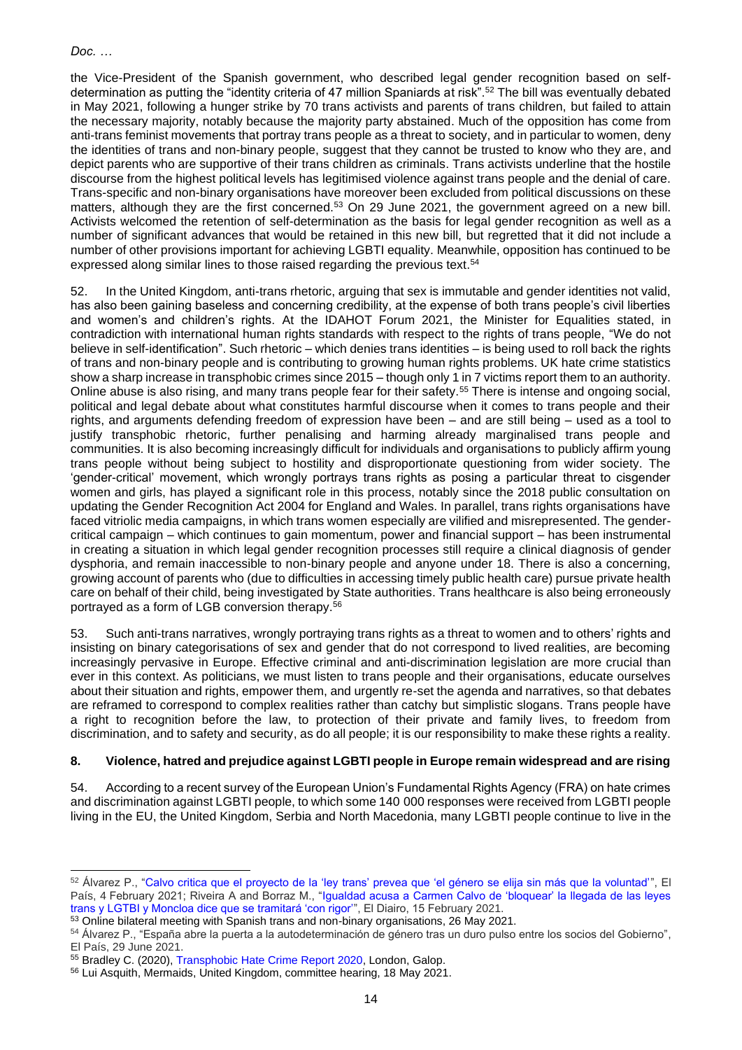the Vice-President of the Spanish government, who described legal gender recognition based on self-determination as putting the "identity criteria of 47 million Spaniards at risk".[52] The bill was eventually debated in May 2021, following a hunger strike by 70 trans activists and parents of trans children, but failed to attain the necessary majority, notably because the majority party abstained. Much of the opposition has come from anti-trans feminist movements that portray trans people as a threat to society, and in particular to women, deny the identities of trans and non-binary people, suggest that they cannot be trusted to know who they are, and depict parents who are supportive of their trans children as criminals. Trans activists underline that the hostile discourse from the highest political levels has legitimised violence against trans people and the denial of care. Trans-specific and non-binary organisations have moreover been excluded from political discussions on these matters, although they are the first concerned.[53] On 29 June 2021, the government agreed on a new bill. Activists welcomed the retention of self-determination as the basis for legal gender recognition as well as a number of significant advances that would be retained in this new bill, but regretted that it did not include a number of other provisions important for achieving LGBTI equality. Meanwhile, opposition has continued to be expressed along similar lines to those raised regarding the previous text.[54]

52. In the United Kingdom, anti-trans rhetoric, arguing that sex is immutable and gender identities not valid, has also been gaining baseless and concerning credibility, at the expense of both trans people's civil liberties and women's and children's rights. At the IDAHOT Forum 2021, the Minister for Equalities stated, in contradiction with international human rights standards with respect to the rights of trans people, "We do not believe in self-identification". Such rhetoric – which denies trans identities – is being used to roll back the rights of trans and non-binary people and is contributing to growing human rights problems. UK hate crime statistics show a sharp increase in transphobic crimes since 2015 – though only 1 in 7 victims report them to an authority. Online abuse is also rising, and many trans people fear for their safety.[55] There is intense and ongoing social, political and legal debate about what constitutes harmful discourse when it comes to trans people and their rights, and arguments defending freedom of expression have been – and are still being – used as a tool to justify transphobic rhetoric, further penalising and harming already marginalised trans people and communities. It is also becoming increasingly difficult for individuals and organisations to publicly affirm young trans people without being subject to hostility and disproportionate questioning from wider society. The 'gender-critical' movement, which wrongly portrays trans rights as posing a particular threat to cisgender women and girls, has played a significant role in this process, notably since the 2018 public consultation on updating the Gender Recognition Act 2004 for England and Wales. In parallel, trans rights organisations have faced vitriolic media campaigns, in which trans women especially are vilified and misrepresented. The gender-critical campaign – which continues to gain momentum, power and financial support – has been instrumental in creating a situation in which legal gender recognition processes still require a clinical diagnosis of gender dysphoria, and remain inaccessible to non-binary people and anyone under 18. There is also a concerning, growing account of parents who (due to difficulties in accessing timely public health care) pursue private health care on behalf of their child, being investigated by State authorities. Trans healthcare is also being erroneously portrayed as a form of LGB conversion therapy.[56]

53. Such anti-trans narratives, wrongly portraying trans rights as a threat to women and to others' rights and insisting on binary categorisations of sex and gender that do not correspond to lived realities, are becoming increasingly pervasive in Europe. Effective criminal and anti-discrimination legislation are more crucial than ever in this context. As politicians, we must listen to trans people and their organisations, educate ourselves about their situation and rights, empower them, and urgently re-set the agenda and narratives, so that debates are reframed to correspond to complex realities rather than catchy but simplistic slogans. Trans people have a right to recognition before the law, to protection of their private and family lives, to freedom from discrimination, and to safety and security, as do all people; it is our responsibility to make these rights a reality.

## 8. Violence, hatred and prejudice against LGBTI people in Europe remain widespread and are rising

54. According to a recent survey of the European Union's Fundamental Rights Agency (FRA) on hate crimes and discrimination against LGBTI people, to which some 140 000 responses were received from LGBTI people living in the EU, the United Kingdom, Serbia and North Macedonia, many LGBTI people continue to live in the

---

[52] Álvarez P., "Calvo critica que el proyecto de la 'ley trans' prevea que 'el género se elija sin más que la voluntad'", El País, 4 February 2021; Riveira A and Borraz M., "Igualdad acusa a Carmen Calvo de 'bloquear' la llegada de las leyes trans y LGTBI y Moncloa dice que se tramitará 'con rigor'", El Diairo, 15 February 2021.

[53] Online bilateral meeting with Spanish trans and non-binary organisations, 26 May 2021.

[54] Álvarez P., "España abre la puerta a la autodeterminación de género tras un duro pulso entre los socios del Gobierno", El País, 29 June 2021.

[55] Bradley C. (2020), Transphobic Hate Crime Report 2020, London, Galop.

[56] Lui Asquith, Mermaids, United Kingdom, committee hearing, 18 May 2021.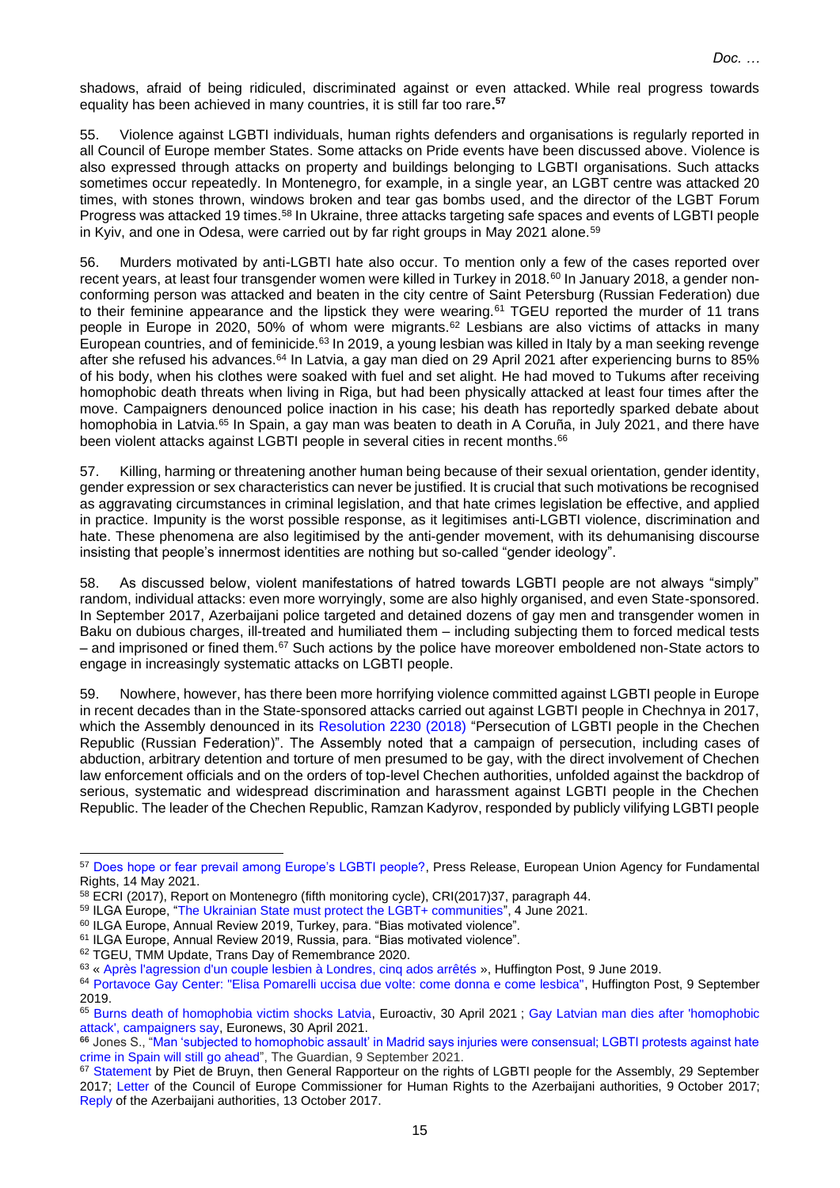shadows, afraid of being ridiculed, discriminated against or even attacked. While real progress towards equality has been achieved in many countries, it is still far too rare.**[57]**

55. Violence against LGBTI individuals, human rights defenders and organisations is regularly reported in all Council of Europe member States. Some attacks on Pride events have been discussed above. Violence is also expressed through attacks on property and buildings belonging to LGBTI organisations. Such attacks sometimes occur repeatedly. In Montenegro, for example, in a single year, an LGBT centre was attacked 20 times, with stones thrown, windows broken and tear gas bombs used, and the director of the LGBT Forum Progress was attacked 19 times.[58] In Ukraine, three attacks targeting safe spaces and events of LGBTI people in Kyiv, and one in Odesa, were carried out by far right groups in May 2021 alone.[59]

56. Murders motivated by anti-LGBTI hate also occur. To mention only a few of the cases reported over recent years, at least four transgender women were killed in Turkey in 2018.[60] In January 2018, a gender non-conforming person was attacked and beaten in the city centre of Saint Petersburg (Russian Federation) due to their feminine appearance and the lipstick they were wearing.[61] TGEU reported the murder of 11 trans people in Europe in 2020, 50% of whom were migrants.[62] Lesbians are also victims of attacks in many European countries, and of feminicide.[63] In 2019, a young lesbian was killed in Italy by a man seeking revenge after she refused his advances.[64] In Latvia, a gay man died on 29 April 2021 after experiencing burns to 85% of his body, when his clothes were soaked with fuel and set alight. He had moved to Tukums after receiving homophobic death threats when living in Riga, but had been physically attacked at least four times after the move. Campaigners denounced police inaction in his case; his death has reportedly sparked debate about homophobia in Latvia.[65] In Spain, a gay man was beaten to death in A Coruña, in July 2021, and there have been violent attacks against LGBTI people in several cities in recent months.[66]

57. Killing, harming or threatening another human being because of their sexual orientation, gender identity, gender expression or sex characteristics can never be justified. It is crucial that such motivations be recognised as aggravating circumstances in criminal legislation, and that hate crimes legislation be effective, and applied in practice. Impunity is the worst possible response, as it legitimises anti-LGBTI violence, discrimination and hate. These phenomena are also legitimised by the anti-gender movement, with its dehumanising discourse insisting that people's innermost identities are nothing but so-called "gender ideology".

58. As discussed below, violent manifestations of hatred towards LGBTI people are not always "simply" random, individual attacks: even more worryingly, some are also highly organised, and even State-sponsored. In September 2017, Azerbaijani police targeted and detained dozens of gay men and transgender women in Baku on dubious charges, ill-treated and humiliated them – including subjecting them to forced medical tests – and imprisoned or fined them.[67] Such actions by the police have moreover emboldened non-State actors to engage in increasingly systematic attacks on LGBTI people.

59. Nowhere, however, has there been more horrifying violence committed against LGBTI people in Europe in recent decades than in the State-sponsored attacks carried out against LGBTI people in Chechnya in 2017, which the Assembly denounced in its Resolution 2230 (2018) "Persecution of LGBTI people in the Chechen Republic (Russian Federation)". The Assembly noted that a campaign of persecution, including cases of abduction, arbitrary detention and torture of men presumed to be gay, with the direct involvement of Chechen law enforcement officials and on the orders of top-level Chechen authorities, unfolded against the backdrop of serious, systematic and widespread discrimination and harassment against LGBTI people in the Chechen Republic. The leader of the Chechen Republic, Ramzan Kadyrov, responded by publicly vilifying LGBTI people

---

[57] Does hope or fear prevail among Europe's LGBTI people?, Press Release, European Union Agency for Fundamental Rights, 14 May 2021.

[58] ECRI (2017), Report on Montenegro (fifth monitoring cycle), CRI(2017)37, paragraph 44.

[59] ILGA Europe, "The Ukrainian State must protect the LGBT+ communities", 4 June 2021.

[60] ILGA Europe, Annual Review 2019, Turkey, para. "Bias motivated violence".

[61] ILGA Europe, Annual Review 2019, Russia, para. "Bias motivated violence".

[62] TGEU, TMM Update, Trans Day of Remembrance 2020.

[63] « Après l'agression d'un couple lesbien à Londres, cinq ados arrêtés », Huffington Post, 9 June 2019.

[64] Portavoce Gay Center: "Elisa Pomarelli uccisa due volte: come donna e come lesbica", Huffington Post, 9 September 2019.

[65] Burns death of homophobia victim shocks Latvia, Euroactiv, 30 April 2021 ; Gay Latvian man dies after 'homophobic attack', campaigners say, Euronews, 30 April 2021.

**[66]** Jones S., "Man 'subjected to homophobic assault' in Madrid says injuries were consensual; LGBTI protests against hate crime in Spain will still go ahead", The Guardian, 9 September 2021.

[67] Statement by Piet de Bruyn, then General Rapporteur on the rights of LGBTI people for the Assembly, 29 September 2017; Letter of the Council of Europe Commissioner for Human Rights to the Azerbaijani authorities, 9 October 2017; Reply of the Azerbaijani authorities, 13 October 2017.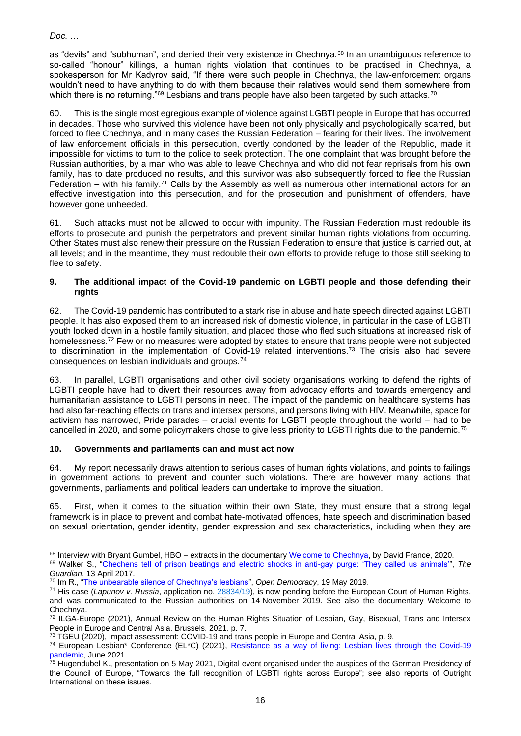as "devils" and "subhuman", and denied their very existence in Chechnya.[68] In an unambiguous reference to so-called "honour" killings, a human rights violation that continues to be practised in Chechnya, a spokesperson for Mr Kadyrov said, "If there were such people in Chechnya, the law-enforcement organs wouldn't need to have anything to do with them because their relatives would send them somewhere from which there is no returning."[69] Lesbians and trans people have also been targeted by such attacks.[70]

60. This is the single most egregious example of violence against LGBTI people in Europe that has occurred in decades. Those who survived this violence have been not only physically and psychologically scarred, but forced to flee Chechnya, and in many cases the Russian Federation – fearing for their lives. The involvement of law enforcement officials in this persecution, overtly condoned by the leader of the Republic, made it impossible for victims to turn to the police to seek protection. The one complaint that was brought before the Russian authorities, by a man who was able to leave Chechnya and who did not fear reprisals from his own family, has to date produced no results, and this survivor was also subsequently forced to flee the Russian Federation – with his family.[71] Calls by the Assembly as well as numerous other international actors for an effective investigation into this persecution, and for the prosecution and punishment of offenders, have however gone unheeded.

61. Such attacks must not be allowed to occur with impunity. The Russian Federation must redouble its efforts to prosecute and punish the perpetrators and prevent similar human rights violations from occurring. Other States must also renew their pressure on the Russian Federation to ensure that justice is carried out, at all levels; and in the meantime, they must redouble their own efforts to provide refuge to those still seeking to flee to safety.

### 9. The additional impact of the Covid-19 pandemic on LGBTI people and those defending their rights

62. The Covid-19 pandemic has contributed to a stark rise in abuse and hate speech directed against LGBTI people. It has also exposed them to an increased risk of domestic violence, in particular in the case of LGBTI youth locked down in a hostile family situation, and placed those who fled such situations at increased risk of homelessness.[72] Few or no measures were adopted by states to ensure that trans people were not subjected to discrimination in the implementation of Covid-19 related interventions.[73] The crisis also had severe consequences on lesbian individuals and groups.[74]

63. In parallel, LGBTI organisations and other civil society organisations working to defend the rights of LGBTI people have had to divert their resources away from advocacy efforts and towards emergency and humanitarian assistance to LGBTI persons in need. The impact of the pandemic on healthcare systems has had also far-reaching effects on trans and intersex persons, and persons living with HIV. Meanwhile, space for activism has narrowed, Pride parades – crucial events for LGBTI people throughout the world – had to be cancelled in 2020, and some policymakers chose to give less priority to LGBTI rights due to the pandemic.[75]

### 10. Governments and parliaments can and must act now

64. My report necessarily draws attention to serious cases of human rights violations, and points to failings in government actions to prevent and counter such violations. There are however many actions that governments, parliaments and political leaders can undertake to improve the situation.

65. First, when it comes to the situation within their own State, they must ensure that a strong legal framework is in place to prevent and combat hate-motivated offences, hate speech and discrimination based on sexual orientation, gender identity, gender expression and sex characteristics, including when they are

---

[68] Interview with Bryant Gumbel, HBO – extracts in the documentary Welcome to Chechnya, by David France, 2020.

[69] Walker S., "Chechens tell of prison beatings and electric shocks in anti-gay purge: 'They called us animals'", *The Guardian*, 13 April 2017.

[70] Im R., "The unbearable silence of Chechnya's lesbians", *Open Democracy*, 19 May 2019.

[71] His case (*Lapunov v. Russia*, application no. 28834/19), is now pending before the European Court of Human Rights, and was communicated to the Russian authorities on 14 November 2019. See also the documentary Welcome to Chechnya.

[72] ILGA-Europe (2021), Annual Review on the Human Rights Situation of Lesbian, Gay, Bisexual, Trans and Intersex People in Europe and Central Asia, Brussels, 2021, p. 7.

[73] TGEU (2020), Impact assessment: COVID-19 and trans people in Europe and Central Asia, p. 9.

[74] European Lesbian* Conference (EL*C) (2021), Resistance as a way of living: Lesbian lives through the Covid-19 pandemic, June 2021.

[75] Hugendubel K., presentation on 5 May 2021, Digital event organised under the auspices of the German Presidency of the Council of Europe, "Towards the full recognition of LGBTI rights across Europe"; see also reports of Outright International on these issues.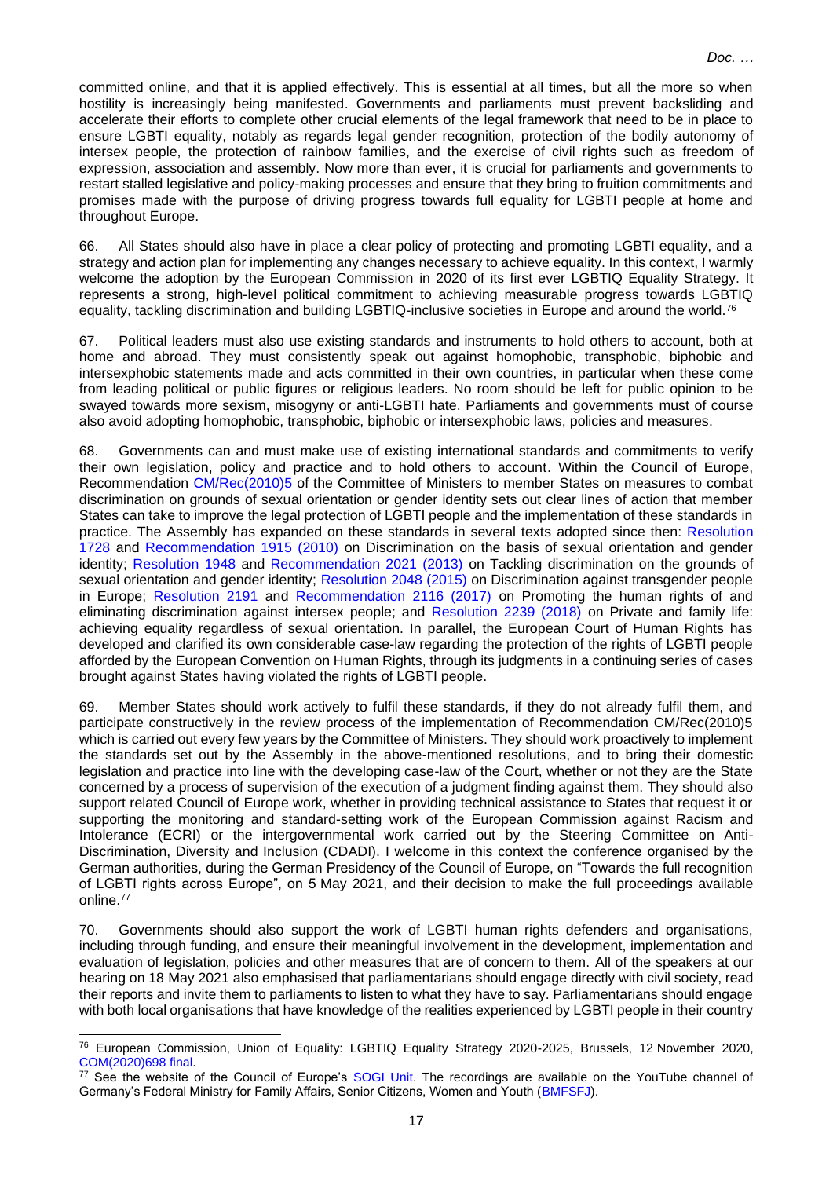committed online, and that it is applied effectively. This is essential at all times, but all the more so when hostility is increasingly being manifested. Governments and parliaments must prevent backsliding and accelerate their efforts to complete other crucial elements of the legal framework that need to be in place to ensure LGBTI equality, notably as regards legal gender recognition, protection of the bodily autonomy of intersex people, the protection of rainbow families, and the exercise of civil rights such as freedom of expression, association and assembly. Now more than ever, it is crucial for parliaments and governments to restart stalled legislative and policy-making processes and ensure that they bring to fruition commitments and promises made with the purpose of driving progress towards full equality for LGBTI people at home and throughout Europe.

66. All States should also have in place a clear policy of protecting and promoting LGBTI equality, and a strategy and action plan for implementing any changes necessary to achieve equality. In this context, I warmly welcome the adoption by the European Commission in 2020 of its first ever LGBTIQ Equality Strategy. It represents a strong, high-level political commitment to achieving measurable progress towards LGBTIQ equality, tackling discrimination and building LGBTIQ-inclusive societies in Europe and around the world.[76]

67. Political leaders must also use existing standards and instruments to hold others to account, both at home and abroad. They must consistently speak out against homophobic, transphobic, biphobic and intersexphobic statements made and acts committed in their own countries, in particular when these come from leading political or public figures or religious leaders. No room should be left for public opinion to be swayed towards more sexism, misogyny or anti-LGBTI hate. Parliaments and governments must of course also avoid adopting homophobic, transphobic, biphobic or intersexphobic laws, policies and measures.

68. Governments can and must make use of existing international standards and commitments to verify their own legislation, policy and practice and to hold others to account. Within the Council of Europe, Recommendation CM/Rec(2010)5 of the Committee of Ministers to member States on measures to combat discrimination on grounds of sexual orientation or gender identity sets out clear lines of action that member States can take to improve the legal protection of LGBTI people and the implementation of these standards in practice. The Assembly has expanded on these standards in several texts adopted since then: Resolution 1728 and Recommendation 1915 (2010) on Discrimination on the basis of sexual orientation and gender identity; Resolution 1948 and Recommendation 2021 (2013) on Tackling discrimination on the grounds of sexual orientation and gender identity; Resolution 2048 (2015) on Discrimination against transgender people in Europe; Resolution 2191 and Recommendation 2116 (2017) on Promoting the human rights of and eliminating discrimination against intersex people; and Resolution 2239 (2018) on Private and family life: achieving equality regardless of sexual orientation. In parallel, the European Court of Human Rights has developed and clarified its own considerable case-law regarding the protection of the rights of LGBTI people afforded by the European Convention on Human Rights, through its judgments in a continuing series of cases brought against States having violated the rights of LGBTI people.

69. Member States should work actively to fulfil these standards, if they do not already fulfil them, and participate constructively in the review process of the implementation of Recommendation CM/Rec(2010)5 which is carried out every few years by the Committee of Ministers. They should work proactively to implement the standards set out by the Assembly in the above-mentioned resolutions, and to bring their domestic legislation and practice into line with the developing case-law of the Court, whether or not they are the State concerned by a process of supervision of the execution of a judgment finding against them. They should also support related Council of Europe work, whether in providing technical assistance to States that request it or supporting the monitoring and standard-setting work of the European Commission against Racism and Intolerance (ECRI) or the intergovernmental work carried out by the Steering Committee on Anti-Discrimination, Diversity and Inclusion (CDADI). I welcome in this context the conference organised by the German authorities, during the German Presidency of the Council of Europe, on "Towards the full recognition of LGBTI rights across Europe", on 5 May 2021, and their decision to make the full proceedings available online.[77]

70. Governments should also support the work of LGBTI human rights defenders and organisations, including through funding, and ensure their meaningful involvement in the development, implementation and evaluation of legislation, policies and other measures that are of concern to them. All of the speakers at our hearing on 18 May 2021 also emphasised that parliamentarians should engage directly with civil society, read their reports and invite them to parliaments to listen to what they have to say. Parliamentarians should engage with both local organisations that have knowledge of the realities experienced by LGBTI people in their country

---

[76] European Commission, Union of Equality: LGBTIQ Equality Strategy 2020-2025, Brussels, 12 November 2020, COM(2020)698 final.

[77] See the website of the Council of Europe's SOGI Unit. The recordings are available on the YouTube channel of Germany's Federal Ministry for Family Affairs, Senior Citizens, Women and Youth (BMFSFJ).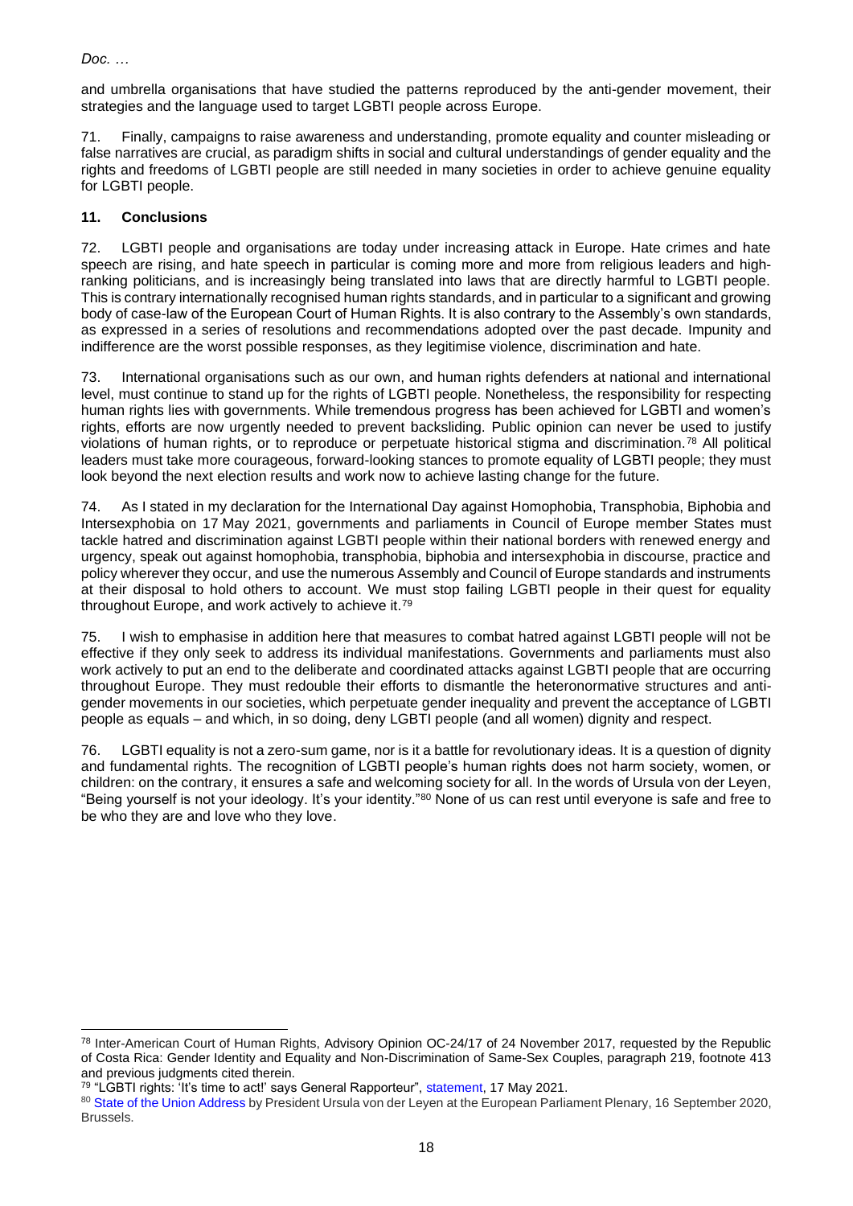and umbrella organisations that have studied the patterns reproduced by the anti-gender movement, their strategies and the language used to target LGBTI people across Europe.

71. Finally, campaigns to raise awareness and understanding, promote equality and counter misleading or false narratives are crucial, as paradigm shifts in social and cultural understandings of gender equality and the rights and freedoms of LGBTI people are still needed in many societies in order to achieve genuine equality for LGBTI people.

## 11. Conclusions

72. LGBTI people and organisations are today under increasing attack in Europe. Hate crimes and hate speech are rising, and hate speech in particular is coming more and more from religious leaders and high-ranking politicians, and is increasingly being translated into laws that are directly harmful to LGBTI people. This is contrary internationally recognised human rights standards, and in particular to a significant and growing body of case-law of the European Court of Human Rights. It is also contrary to the Assembly's own standards, as expressed in a series of resolutions and recommendations adopted over the past decade. Impunity and indifference are the worst possible responses, as they legitimise violence, discrimination and hate.

73. International organisations such as our own, and human rights defenders at national and international level, must continue to stand up for the rights of LGBTI people. Nonetheless, the responsibility for respecting human rights lies with governments. While tremendous progress has been achieved for LGBTI and women's rights, efforts are now urgently needed to prevent backsliding. Public opinion can never be used to justify violations of human rights, or to reproduce or perpetuate historical stigma and discrimination.[78] All political leaders must take more courageous, forward-looking stances to promote equality of LGBTI people; they must look beyond the next election results and work now to achieve lasting change for the future.

74. As I stated in my declaration for the International Day against Homophobia, Transphobia, Biphobia and Intersexphobia on 17 May 2021, governments and parliaments in Council of Europe member States must tackle hatred and discrimination against LGBTI people within their national borders with renewed energy and urgency, speak out against homophobia, transphobia, biphobia and intersexphobia in discourse, practice and policy wherever they occur, and use the numerous Assembly and Council of Europe standards and instruments at their disposal to hold others to account. We must stop failing LGBTI people in their quest for equality throughout Europe, and work actively to achieve it.[79]

75. I wish to emphasise in addition here that measures to combat hatred against LGBTI people will not be effective if they only seek to address its individual manifestations. Governments and parliaments must also work actively to put an end to the deliberate and coordinated attacks against LGBTI people that are occurring throughout Europe. They must redouble their efforts to dismantle the heteronormative structures and anti-gender movements in our societies, which perpetuate gender inequality and prevent the acceptance of LGBTI people as equals – and which, in so doing, deny LGBTI people (and all women) dignity and respect.

76. LGBTI equality is not a zero-sum game, nor is it a battle for revolutionary ideas. It is a question of dignity and fundamental rights. The recognition of LGBTI people's human rights does not harm society, women, or children: on the contrary, it ensures a safe and welcoming society for all. In the words of Ursula von der Leyen, "Being yourself is not your ideology. It's your identity."[80] None of us can rest until everyone is safe and free to be who they are and love who they love.

---

[78] Inter-American Court of Human Rights, Advisory Opinion OC-24/17 of 24 November 2017, requested by the Republic of Costa Rica: Gender Identity and Equality and Non-Discrimination of Same-Sex Couples, paragraph 219, footnote 413 and previous judgments cited therein.

[79] "LGBTI rights: 'It's time to act!' says General Rapporteur", statement, 17 May 2021.

[80] State of the Union Address by President Ursula von der Leyen at the European Parliament Plenary, 16 September 2020, Brussels.